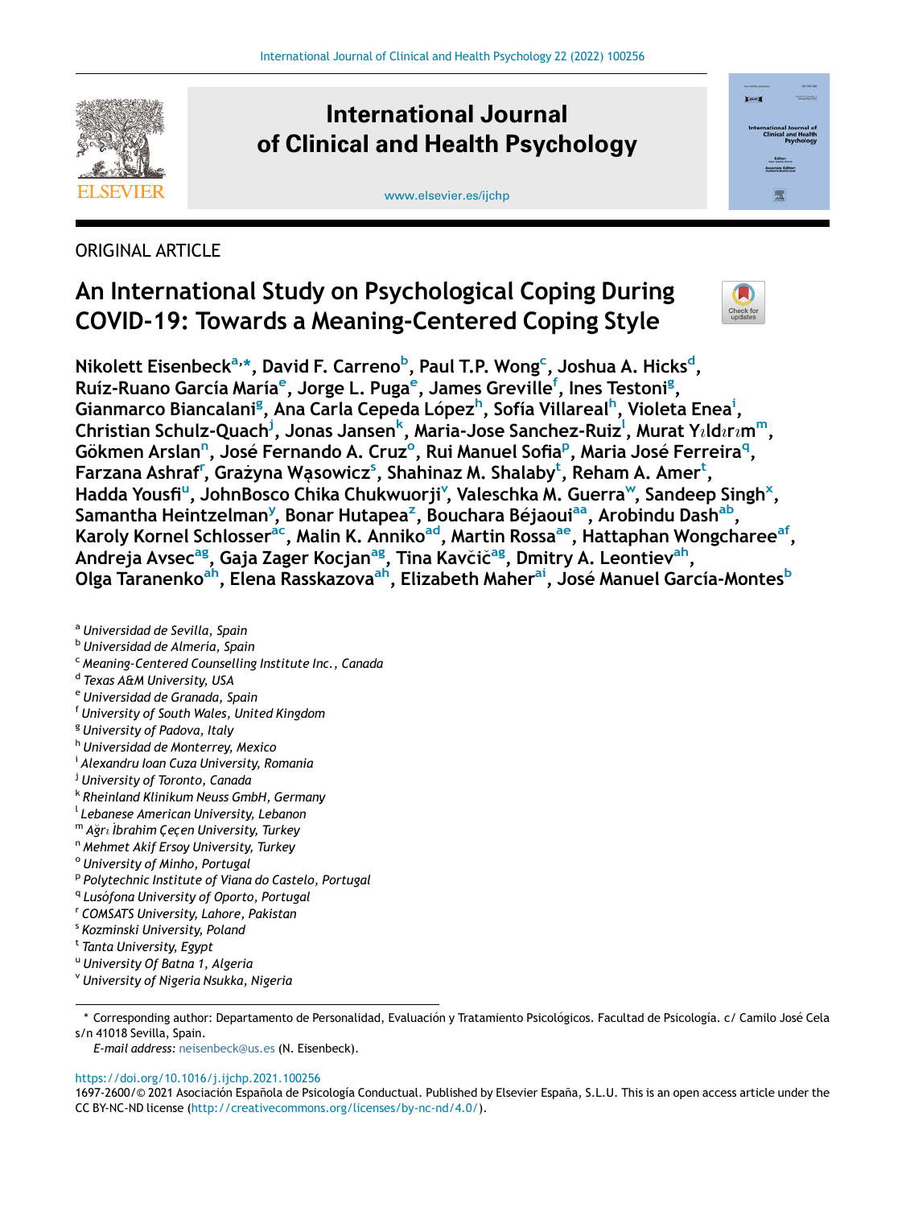International Journal of Clinical and Health Psychology

www.elsevier.es/ijchp

ORIGINAL ARTICLE

# An International Study on Psychological Coping During COVID-19: Towards a Meaning-Centered Coping Style

**Nikolett Eisenbeck[a,*], David F. Carreno[b], Paul T.P. Wong[c], Joshua A. Hicks[d], Ruíz-Ruano García María[e], Jorge L. Puga[e], James Greville[f], Ines Testoni[g], Gianmarco Biancalani[g], Ana Carla Cepeda López[h], Sofía Villareal[h], Violeta Enea[i], Christian Schulz-Quach[j], Jonas Jansen[k], Maria-Jose Sanchez-Ruiz[l], Murat Yıldırım[m], Gökmen Arslan[n], José Fernando A. Cruz[o], Rui Manuel Sofia[p], Maria José Ferreira[q], Farzana Ashraf[r], Grażyna Wąsowicz[s], Shahinaz M. Shalaby[t], Reham A. Amer[t], Hadda Yousfi[u], JohnBosco Chika Chukwuorji[v], Valeschka M. Guerra[w], Sandeep Singh[x], Samantha Heintzelman[y], Bonar Hutapea[z], Bouchara Béjaoui[aa], Arobindu Dash[ab], Karoly Kornel Schlosser[ac], Malin K. Anniko[ad], Martin Rossa[ae], Hattaphan Wongcharee[af], Andreja Avsec[ag], Gaja Zager Kocjan[ag], Tina Kavčič[ag], Dmitry A. Leontiev[ah], Olga Taranenko[ah], Elena Rasskazova[ah], Elizabeth Maher[ai], José Manuel García-Montes[b]**

[a] *Universidad de Sevilla, Spain*
[b] *Universidad de Almeria, Spain*
[c] *Meaning-Centered Counselling Institute Inc., Canada*
[d] *Texas A&M University, USA*
[e] *Universidad de Granada, Spain*
[f] *University of South Wales, United Kingdom*
[g] *University of Padova, Italy*
[h] *Universidad de Monterrey, Mexico*
[i] *Alexandru Ioan Cuza University, Romania*
[j] *University of Toronto, Canada*
[k] *Rheinland Klinikum Neuss GmbH, Germany*
[l] *Lebanese American University, Lebanon*
[m] *Ağrı İbrahim Çeçen University, Turkey*
[n] *Mehmet Akif Ersoy University, Turkey*
[o] *University of Minho, Portugal*
[p] *Polytechnic Institute of Viana do Castelo, Portugal*
[q] *Lusófona University of Oporto, Portugal*
[r] *COMSATS University, Lahore, Pakistan*
[s] *Kozminski University, Poland*
[t] *Tanta University, Egypt*
[u] *University Of Batna 1, Algeria*
[v] *University of Nigeria Nsukka, Nigeria*

\* Corresponding author: Departamento de Personalidad, Evaluación y Tratamiento Psicológicos. Facultad de Psicología. c/ Camilo José Cela s/n 41018 Sevilla, Spain.
*E-mail address:* neisenbeck@us.es (N. Eisenbeck).

https://doi.org/10.1016/j.ijchp.2021.100256
1697-2600/© 2021 Asociación Española de Psicología Conductual. Published by Elsevier España, S.L.U. This is an open access article under the CC BY-NC-ND license (http://creativecommons.org/licenses/by-nc-nd/4.0/).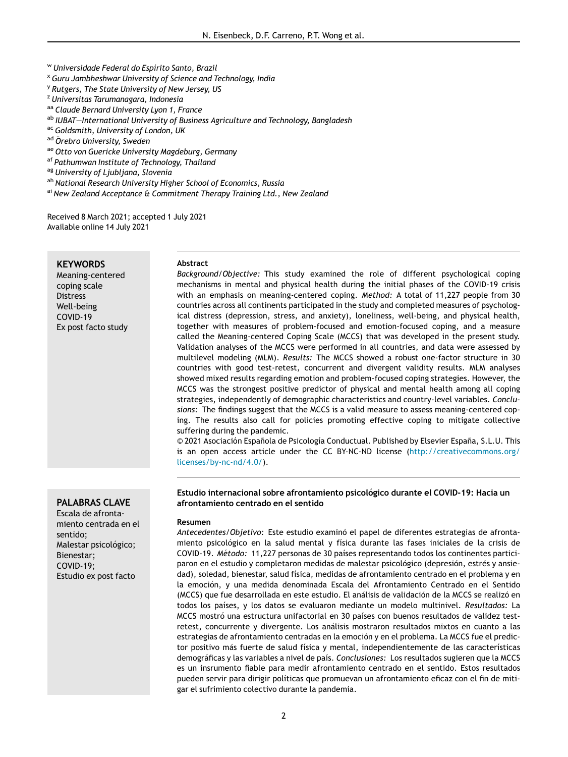[w] *Universidade Federal do Espírito Santo, Brazil*
[x] *Guru Jambheshwar University of Science and Technology, India*
[y] *Rutgers, The State University of New Jersey, US*
[z] *Universitas Tarumanagara, Indonesia*
[aa] *Claude Bernard University Lyon 1, France*
[ab] *IUBAT—International University of Business Agriculture and Technology, Bangladesh*
[ac] *Goldsmith, University of London, UK*
[ad] *Örebro University, Sweden*
[ae] *Otto von Guericke University Magdeburg, Germany*
[af] *Pathumwan Institute of Technology, Thailand*
[ag] *University of Ljubljana, Slovenia*
[ah] *National Research University Higher School of Economics, Russia*
[ai] *New Zealand Acceptance & Commitment Therapy Training Ltd., New Zealand*

Received 8 March 2021; accepted 1 July 2021
Available online 14 July 2021

**KEYWORDS**
Meaning-centered coping scale
Distress
Well-being
COVID-19
Ex post facto study

**Abstract**

*Background/Objective:* This study examined the role of different psychological coping mechanisms in mental and physical health during the initial phases of the COVID-19 crisis with an emphasis on meaning-centered coping. *Method:* A total of 11,227 people from 30 countries across all continents participated in the study and completed measures of psychological distress (depression, stress, and anxiety), loneliness, well-being, and physical health, together with measures of problem-focused and emotion-focused coping, and a measure called the Meaning-centered Coping Scale (MCCS) that was developed in the present study. Validation analyses of the MCCS were performed in all countries, and data were assessed by multilevel modeling (MLM). *Results:* The MCCS showed a robust one-factor structure in 30 countries with good test-retest, concurrent and divergent validity results. MLM analyses showed mixed results regarding emotion and problem-focused coping strategies. However, the MCCS was the strongest positive predictor of physical and mental health among all coping strategies, independently of demographic characteristics and country-level variables. *Conclusions:* The findings suggest that the MCCS is a valid measure to assess meaning-centered coping. The results also call for policies promoting effective coping to mitigate collective suffering during the pandemic.

© 2021 Asociación Española de Psicología Conductual. Published by Elsevier España, S.L.U. This is an open access article under the CC BY-NC-ND license (http://creativecommons.org/licenses/by-nc-nd/4.0/).

**PALABRAS CLAVE**
Escala de afrontamiento centrada en el sentido;
Malestar psicológico;
Bienestar;
COVID-19;
Estudio ex post facto

**Estudio internacional sobre afrontamiento psicológico durante el COVID-19: Hacia un afrontamiento centrado en el sentido**

**Resumen**

*Antecedentes/Objetivo:* Este estudio examinó el papel de diferentes estrategias de afrontamiento psicológico en la salud mental y física durante las fases iniciales de la crisis de COVID-19. *Método:* 11,227 personas de 30 países representando todos los continentes participaron en el estudio y completaron medidas de malestar psicológico (depresión, estrés y ansiedad), soledad, bienestar, salud física, medidas de afrontamiento centrado en el problema y en la emoción, y una medida denominada Escala del Afrontamiento Centrado en el Sentido (MCCS) que fue desarrollada en este estudio. El análisis de validación de la MCCS se realizó en todos los países, y los datos se evaluaron mediante un modelo multinivel. *Resultados:* La MCCS mostró una estructura unifactorial en 30 países con buenos resultados de validez test-retest, concurrente y divergente. Los análisis mostraron resultados mixtos en cuanto a las estrategias de afrontamiento centradas en la emoción y en el problema. La MCCS fue el predictor positivo más fuerte de salud física y mental, independientemente de las características demográficas y las variables a nivel de país. *Conclusiones:* Los resultados sugieren que la MCCS es un insrumento fiable para medir afrontamiento centrado en el sentido. Estos resultados pueden servir para dirigir políticas que promuevan un afrontamiento eficaz con el fin de mitigar el sufrimiento colectivo durante la pandemia.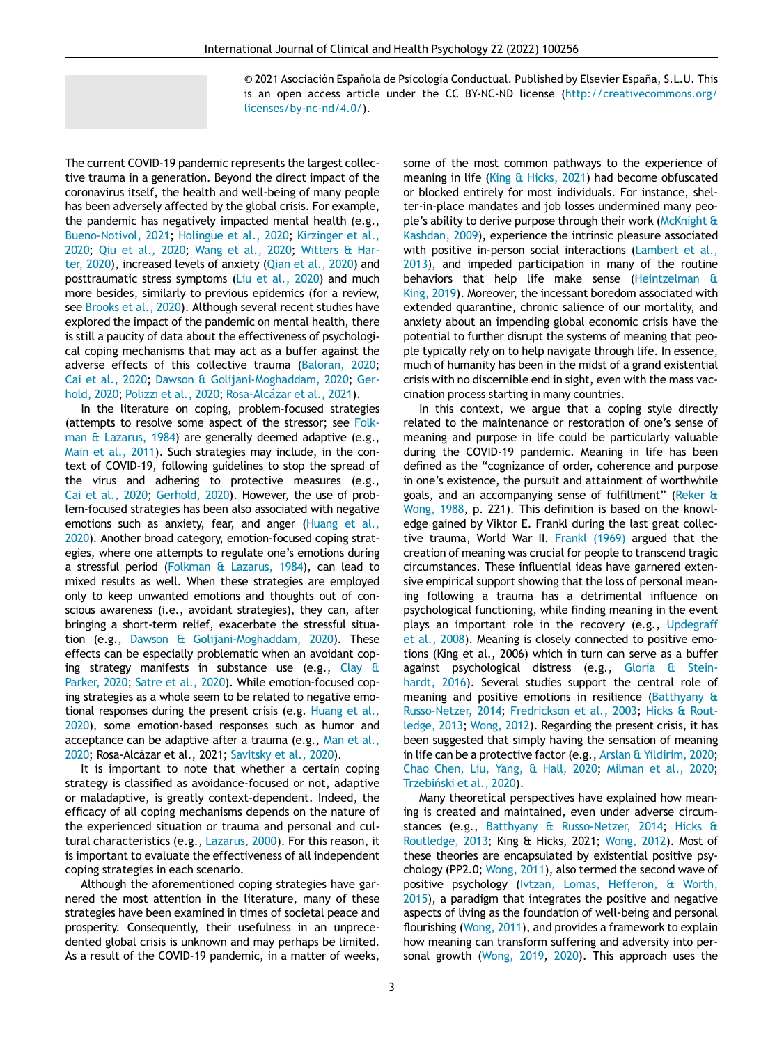© 2021 Asociación Española de Psicología Conductual. Published by Elsevier España, S.L.U. This is an open access article under the CC BY-NC-ND license (http://creativecommons.org/licenses/by-nc-nd/4.0/).

The current COVID-19 pandemic represents the largest collective trauma in a generation. Beyond the direct impact of the coronavirus itself, the health and well-being of many people has been adversely affected by the global crisis. For example, the pandemic has negatively impacted mental health (e.g., Bueno-Notivol, 2021; Holingue et al., 2020; Kirzinger et al., 2020; Qiu et al., 2020; Wang et al., 2020; Witters & Harter, 2020), increased levels of anxiety (Qian et al., 2020) and posttraumatic stress symptoms (Liu et al., 2020) and much more besides, similarly to previous epidemics (for a review, see Brooks et al., 2020). Although several recent studies have explored the impact of the pandemic on mental health, there is still a paucity of data about the effectiveness of psychological coping mechanisms that may act as a buffer against the adverse effects of this collective trauma (Baloran, 2020; Cai et al., 2020; Dawson & Golijani-Moghaddam, 2020; Gerhold, 2020; Polizzi et al., 2020; Rosa-Alcázar et al., 2021).

In the literature on coping, problem-focused strategies (attempts to resolve some aspect of the stressor; see Folkman & Lazarus, 1984) are generally deemed adaptive (e.g., Main et al., 2011). Such strategies may include, in the context of COVID-19, following guidelines to stop the spread of the virus and adhering to protective measures (e.g., Cai et al., 2020; Gerhold, 2020). However, the use of problem-focused strategies has been also associated with negative emotions such as anxiety, fear, and anger (Huang et al., 2020). Another broad category, emotion-focused coping strategies, where one attempts to regulate one's emotions during a stressful period (Folkman & Lazarus, 1984), can lead to mixed results as well. When these strategies are employed only to keep unwanted emotions and thoughts out of conscious awareness (i.e., avoidant strategies), they can, after bringing a short-term relief, exacerbate the stressful situation (e.g., Dawson & Golijani-Moghaddam, 2020). These effects can be especially problematic when an avoidant coping strategy manifests in substance use (e.g., Clay & Parker, 2020; Satre et al., 2020). While emotion-focused coping strategies as a whole seem to be related to negative emotional responses during the present crisis (e.g. Huang et al., 2020), some emotion-based responses such as humor and acceptance can be adaptive after a trauma (e.g., Man et al., 2020; Rosa-Alcázar et al., 2021; Savitsky et al., 2020).

It is important to note that whether a certain coping strategy is classified as avoidance-focused or not, adaptive or maladaptive, is greatly context-dependent. Indeed, the efficacy of all coping mechanisms depends on the nature of the experienced situation or trauma and personal and cultural characteristics (e.g., Lazarus, 2000). For this reason, it is important to evaluate the effectiveness of all independent coping strategies in each scenario.

Although the aforementioned coping strategies have garnered the most attention in the literature, many of these strategies have been examined in times of societal peace and prosperity. Consequently, their usefulness in an unprecedented global crisis is unknown and may perhaps be limited. As a result of the COVID-19 pandemic, in a matter of weeks, some of the most common pathways to the experience of meaning in life (King & Hicks, 2021) had become obfuscated or blocked entirely for most individuals. For instance, shelter-in-place mandates and job losses undermined many people's ability to derive purpose through their work (McKnight & Kashdan, 2009), experience the intrinsic pleasure associated with positive in-person social interactions (Lambert et al., 2013), and impeded participation in many of the routine behaviors that help life make sense (Heintzelman & King, 2019). Moreover, the incessant boredom associated with extended quarantine, chronic salience of our mortality, and anxiety about an impending global economic crisis have the potential to further disrupt the systems of meaning that people typically rely on to help navigate through life. In essence, much of humanity has been in the midst of a grand existential crisis with no discernible end in sight, even with the mass vaccination process starting in many countries.

In this context, we argue that a coping style directly related to the maintenance or restoration of one's sense of meaning and purpose in life could be particularly valuable during the COVID-19 pandemic. Meaning in life has been defined as the "cognizance of order, coherence and purpose in one's existence, the pursuit and attainment of worthwhile goals, and an accompanying sense of fulfillment" (Reker & Wong, 1988, p. 221). This definition is based on the knowledge gained by Viktor E. Frankl during the last great collective trauma, World War II. Frankl (1969) argued that the creation of meaning was crucial for people to transcend tragic circumstances. These influential ideas have garnered extensive empirical support showing that the loss of personal meaning following a trauma has a detrimental influence on psychological functioning, while finding meaning in the event plays an important role in the recovery (e.g., Updegraff et al., 2008). Meaning is closely connected to positive emotions (King et al., 2006) which in turn can serve as a buffer against psychological distress (e.g., Gloria & Steinhardt, 2016). Several studies support the central role of meaning and positive emotions in resilience (Batthyany & Russo-Netzer, 2014; Fredrickson et al., 2003; Hicks & Routledge, 2013; Wong, 2012). Regarding the present crisis, it has been suggested that simply having the sensation of meaning in life can be a protective factor (e.g., Arslan & Yildirim, 2020; Chao Chen, Liu, Yang, & Hall, 2020; Milman et al., 2020; Trzebiński et al., 2020).

Many theoretical perspectives have explained how meaning is created and maintained, even under adverse circumstances (e.g., Batthyany & Russo-Netzer, 2014; Hicks & Routledge, 2013; King & Hicks, 2021; Wong, 2012). Most of these theories are encapsulated by existential positive psychology (PP2.0; Wong, 2011), also termed the second wave of positive psychology (Ivtzan, Lomas, Hefferon, & Worth, 2015), a paradigm that integrates the positive and negative aspects of living as the foundation of well-being and personal flourishing (Wong, 2011), and provides a framework to explain how meaning can transform suffering and adversity into personal growth (Wong, 2019, 2020). This approach uses the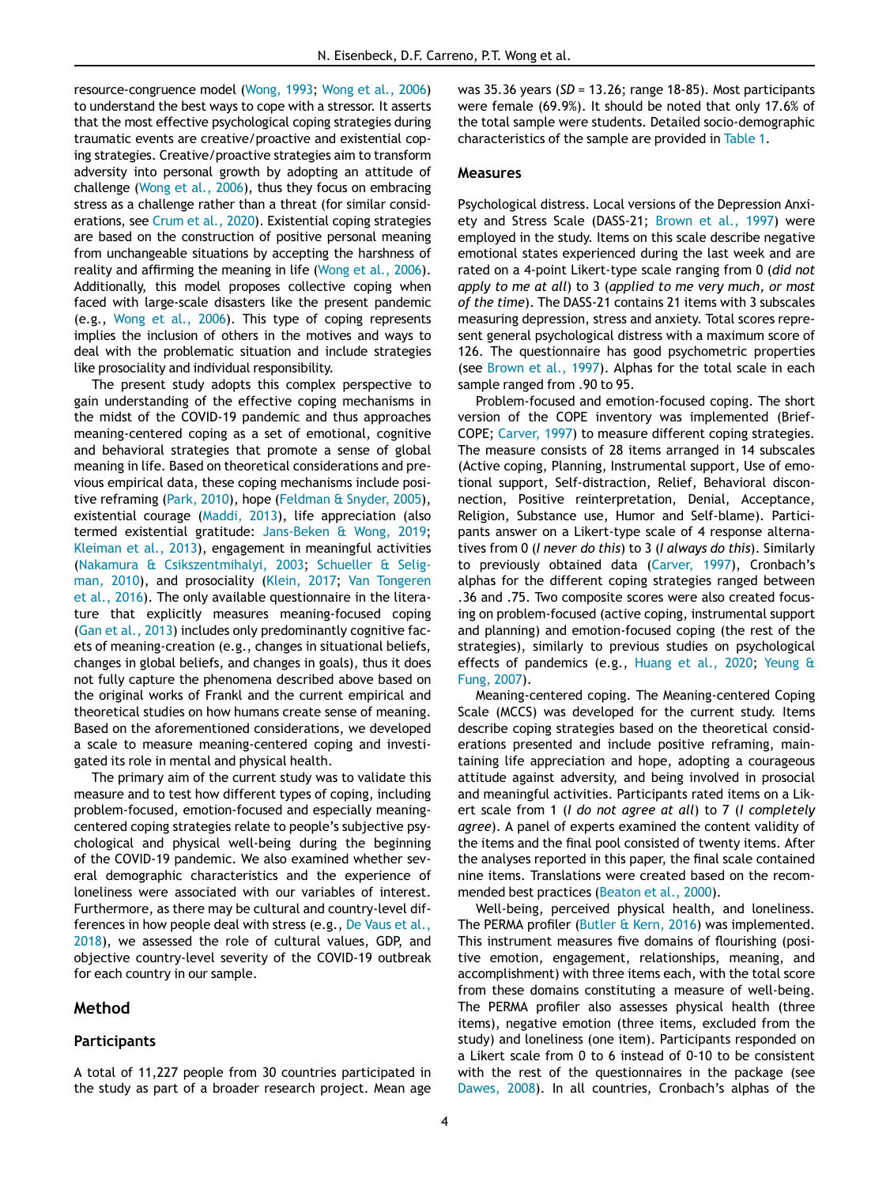resource-congruence model (Wong, 1993; Wong et al., 2006) to understand the best ways to cope with a stressor. It asserts that the most effective psychological coping strategies during traumatic events are creative/proactive and existential coping strategies. Creative/proactive strategies aim to transform adversity into personal growth by adopting an attitude of challenge (Wong et al., 2006), thus they focus on embracing stress as a challenge rather than a threat (for similar considerations, see Crum et al., 2020). Existential coping strategies are based on the construction of positive personal meaning from unchangeable situations by accepting the harshness of reality and affirming the meaning in life (Wong et al., 2006). Additionally, this model proposes collective coping when faced with large-scale disasters like the present pandemic (e.g., Wong et al., 2006). This type of coping represents implies the inclusion of others in the motives and ways to deal with the problematic situation and include strategies like prosociality and individual responsibility.

The present study adopts this complex perspective to gain understanding of the effective coping mechanisms in the midst of the COVID-19 pandemic and thus approaches meaning-centered coping as a set of emotional, cognitive and behavioral strategies that promote a sense of global meaning in life. Based on theoretical considerations and previous empirical data, these coping mechanisms include positive reframing (Park, 2010), hope (Feldman & Snyder, 2005), existential courage (Maddi, 2013), life appreciation (also termed existential gratitude: Jans-Beken & Wong, 2019; Kleiman et al., 2013), engagement in meaningful activities (Nakamura & Csikszentmihalyi, 2003; Schueller & Seligman, 2010), and prosociality (Klein, 2017; Van Tongeren et al., 2016). The only available questionnaire in the literature that explicitly measures meaning-focused coping (Gan et al., 2013) includes only predominantly cognitive facets of meaning-creation (e.g., changes in situational beliefs, changes in global beliefs, and changes in goals), thus it does not fully capture the phenomena described above based on the original works of Frankl and the current empirical and theoretical studies on how humans create sense of meaning. Based on the aforementioned considerations, we developed a scale to measure meaning-centered coping and investigated its role in mental and physical health.

The primary aim of the current study was to validate this measure and to test how different types of coping, including problem-focused, emotion-focused and especially meaning-centered coping strategies relate to people's subjective psychological and physical well-being during the beginning of the COVID-19 pandemic. We also examined whether several demographic characteristics and the experience of loneliness were associated with our variables of interest. Furthermore, as there may be cultural and country-level differences in how people deal with stress (e.g., De Vaus et al., 2018), we assessed the role of cultural values, GDP, and objective country-level severity of the COVID-19 outbreak for each country in our sample.

## Method

### Participants

A total of 11,227 people from 30 countries participated in the study as part of a broader research project. Mean age was 35.36 years (*SD* = 13.26; range 18-85). Most participants were female (69.9%). It should be noted that only 17.6% of the total sample were students. Detailed socio-demographic characteristics of the sample are provided in Table 1.

### Measures

Psychological distress. Local versions of the Depression Anxiety and Stress Scale (DASS-21; Brown et al., 1997) were employed in the study. Items on this scale describe negative emotional states experienced during the last week and are rated on a 4-point Likert-type scale ranging from 0 (*did not apply to me at all*) to 3 (*applied to me very much, or most of the time*). The DASS-21 contains 21 items with 3 subscales measuring depression, stress and anxiety. Total scores represent general psychological distress with a maximum score of 126. The questionnaire has good psychometric properties (see Brown et al., 1997). Alphas for the total scale in each sample ranged from .90 to 95.

Problem-focused and emotion-focused coping. The short version of the COPE inventory was implemented (Brief-COPE; Carver, 1997) to measure different coping strategies. The measure consists of 28 items arranged in 14 subscales (Active coping, Planning, Instrumental support, Use of emotional support, Self-distraction, Relief, Behavioral disconnection, Positive reinterpretation, Denial, Acceptance, Religion, Substance use, Humor and Self-blame). Participants answer on a Likert-type scale of 4 response alternatives from 0 (*I never do this*) to 3 (*I always do this*). Similarly to previously obtained data (Carver, 1997), Cronbach's alphas for the different coping strategies ranged between .36 and .75. Two composite scores were also created focusing on problem-focused (active coping, instrumental support and planning) and emotion-focused coping (the rest of the strategies), similarly to previous studies on psychological effects of pandemics (e.g., Huang et al., 2020; Yeung & Fung, 2007).

Meaning-centered coping. The Meaning-centered Coping Scale (MCCS) was developed for the current study. Items describe coping strategies based on the theoretical considerations presented and include positive reframing, maintaining life appreciation and hope, adopting a courageous attitude against adversity, and being involved in prosocial and meaningful activities. Participants rated items on a Likert scale from 1 (*I do not agree at all*) to 7 (*I completely agree*). A panel of experts examined the content validity of the items and the final pool consisted of twenty items. After the analyses reported in this paper, the final scale contained nine items. Translations were created based on the recommended best practices (Beaton et al., 2000).

Well-being, perceived physical health, and loneliness. The PERMA profiler (Butler & Kern, 2016) was implemented. This instrument measures five domains of flourishing (positive emotion, engagement, relationships, meaning, and accomplishment) with three items each, with the total score from these domains constituting a measure of well-being. The PERMA profiler also assesses physical health (three items), negative emotion (three items, excluded from the study) and loneliness (one item). Participants responded on a Likert scale from 0 to 6 instead of 0-10 to be consistent with the rest of the questionnaires in the package (see Dawes, 2008). In all countries, Cronbach's alphas of the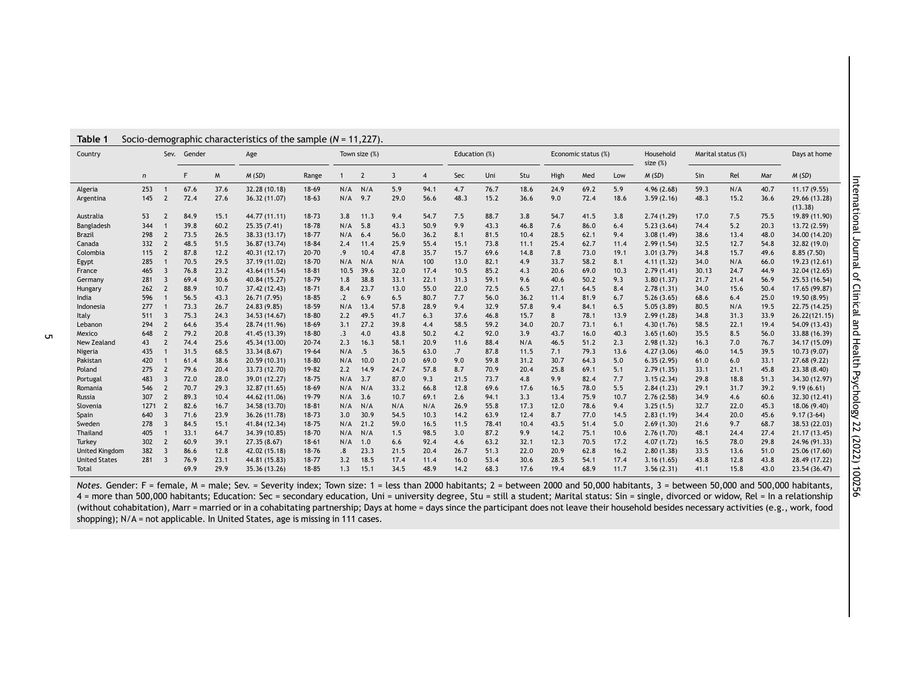**Table 1** Socio-demographic characteristics of the sample (*N* = 11,227).

| Country | | Sev. | Gender | | Age | | Town size (%) | | | | Education (%) | | | Economic status (%) | | | Household size (%) | Marital status (%) | | | Days at home |
|---|---|---|---|---|---|---|---|---|---|---|---|---|---|---|---|---|---|---|---|---|---|
| | *n* | | F | M | *M* (*SD*) | Range | 1 | 2 | 3 | 4 | Sec | Uni | Stu | High | Med | Low | *M* (*SD*) | Sin | Rel | Mar | *M* (*SD*) |
| Algeria | 253 | 1 | 67.6 | 37.6 | 32.28 (10.18) | 18-69 | N/A | N/A | 5.9 | 94.1 | 4.7 | 76.7 | 18.6 | 24.9 | 69.2 | 5.9 | 4.96 (2.68) | 59.3 | N/A | 40.7 | 11.17 (9.55) |
| Argentina | 145 | 2 | 72.4 | 27.6 | 36.32 (11.07) | 18-63 | N/A | 9.7 | 29.0 | 56.6 | 48.3 | 15.2 | 36.6 | 9.0 | 72.4 | 18.6 | 3.59 (2.16) | 48.3 | 15.2 | 36.6 | 29.66 (13.28) (13.38) |
| Australia | 53 | 2 | 84.9 | 15.1 | 44.77 (11.11) | 18-73 | 3.8 | 11.3 | 9.4 | 54.7 | 7.5 | 88.7 | 3.8 | 54.7 | 41.5 | 3.8 | 2.74 (1.29) | 17.0 | 7.5 | 75.5 | 19.89 (11.90) |
| Bangladesh | 344 | 1 | 39.8 | 60.2 | 25.35 (7.41) | 18-78 | N/A | 5.8 | 43.3 | 50.9 | 9.9 | 43.3 | 46.8 | 7.6 | 86.0 | 6.4 | 5.23 (3.64) | 74.4 | 5.2 | 20.3 | 13.72 (2.59) |
| Brazil | 298 | 2 | 73.5 | 26.5 | 38.33 (13.17) | 18-77 | N/A | 6.4 | 56.0 | 36.2 | 8.1 | 81.5 | 10.4 | 28.5 | 62.1 | 9.4 | 3.08 (1.49) | 38.6 | 13.4 | 48.0 | 34.00 (14.20) |
| Canada | 332 | 2 | 48.5 | 51.5 | 36.87 (13.74) | 18-84 | 2.4 | 11.4 | 25.9 | 55.4 | 15.1 | 73.8 | 11.1 | 25.4 | 62.7 | 11.4 | 2.99 (1.54) | 32.5 | 12.7 | 54.8 | 32.82 (19.0) |
| Colombia | 115 | 2 | 87.8 | 12.2 | 40.31 (12.17) | 20-70 | .9 | 10.4 | 47.8 | 35.7 | 15.7 | 69.6 | 14.8 | 7.8 | 73.0 | 19.1 | 3.01 (3.79) | 34.8 | 15.7 | 49.6 | 8.85 (7.50) |
| Egypt | 285 | 1 | 70.5 | 29.5 | 37.19 (11.02) | 18-70 | N/A | N/A | N/A | 100 | 13.0 | 82.1 | 4.9 | 33.7 | 58.2 | 8.1 | 4.11 (1.32) | 34.0 | N/A | 66.0 | 19.23 (12.61) |
| France | 465 | 3 | 76.8 | 23.2 | 43.64 (11.54) | 18-81 | 10.5 | 39.6 | 32.0 | 17.4 | 10.5 | 85.2 | 4.3 | 20.6 | 69.0 | 10.3 | 2.79 (1.41) | 30.13 | 24.7 | 44.9 | 32.04 (12.65) |
| Germany | 281 | 3 | 69.4 | 30.6 | 40.84 (15.27) | 18-79 | 1.8 | 38.8 | 33.1 | 22.1 | 31.3 | 59.1 | 9.6 | 40.6 | 50.2 | 9.3 | 3.80 (1.37) | 21.7 | 21.4 | 56.9 | 25.53 (16.54) |
| Hungary | 262 | 2 | 88.9 | 10.7 | 37.42 (12.43) | 18-71 | 8.4 | 23.7 | 13.0 | 55.0 | 22.0 | 72.5 | 6.5 | 27.1 | 64.5 | 8.4 | 2.78 (1.31) | 34.0 | 15.6 | 50.4 | 17.65 (99.87) |
| India | 596 | 1 | 56.5 | 43.3 | 26.71 (7.95) | 18-85 | .2 | 6.9 | 6.5 | 80.7 | 7.7 | 56.0 | 36.2 | 11.4 | 81.9 | 6.7 | 5.26 (3.65) | 68.6 | 6.4 | 25.0 | 19.50 (8.95) |
| Indonesia | 277 | 1 | 73.3 | 26.7 | 24.83 (9.85) | 18-59 | N/A | 13.4 | 57.8 | 28.9 | 9.4 | 32.9 | 57.8 | 9.4 | 84.1 | 6.5 | 5.05 (3.89) | 80.5 | N/A | 19.5 | 22.75 (14.25) |
| Italy | 511 | 3 | 75.3 | 24.3 | 34.53 (14.67) | 18-80 | 2.2 | 49.5 | 41.7 | 6.3 | 37.6 | 46.8 | 15.7 | 8 | 78.1 | 13.9 | 2.99 (1.28) | 34.8 | 31.3 | 33.9 | 26.22(121.15) |
| Lebanon | 294 | 2 | 64.6 | 35.4 | 28.74 (11.96) | 18-69 | 3.1 | 27.2 | 39.8 | 4.4 | 58.5 | 59.2 | 34.0 | 20.7 | 73.1 | 6.1 | 4.30 (1.76) | 58.5 | 22.1 | 19.4 | 54.09 (13.43) |
| Mexico | 648 | 2 | 79.2 | 20.8 | 41.45 (13.39) | 18-80 | .3 | 4.0 | 43.8 | 50.2 | 4.2 | 92.0 | 3.9 | 43.7 | 16.0 | 40.3 | 3.65 (1.60) | 35.5 | 8.5 | 56.0 | 33.88 (16.39) |
| New Zealand | 43 | 2 | 74.4 | 25.6 | 45.34 (13.00) | 20-74 | 2.3 | 16.3 | 58.1 | 20.9 | 11.6 | 88.4 | N/A | 46.5 | 51.2 | 2.3 | 2.98 (1.32) | 16.3 | 7.0 | 76.7 | 34.17 (15.09) |
| Nigeria | 435 | 1 | 31.5 | 68.5 | 33.34 (8.67) | 19-64 | N/A | .5 | 36.5 | 63.0 | .7 | 87.8 | 11.5 | 7.1 | 79.3 | 13.6 | 4.27 (3.06) | 46.0 | 14.5 | 39.5 | 10.73 (9.07) |
| Pakistan | 420 | 1 | 61.4 | 38.6 | 20.59 (10.31) | 18-80 | N/A | 10.0 | 21.0 | 69.0 | 9.0 | 59.8 | 31.2 | 30.7 | 64.3 | 5.0 | 6.35 (2.95) | 61.0 | 6.0 | 33.1 | 27.68 (9.22) |
| Poland | 275 | 2 | 79.6 | 20.4 | 33.73 (12.70) | 19-82 | 2.2 | 14.9 | 24.7 | 57.8 | 8.7 | 70.9 | 20.4 | 25.8 | 69.1 | 5.1 | 2.79 (1.35) | 33.1 | 21.1 | 45.8 | 23.38 (8.40) |
| Portugal | 483 | 3 | 72.0 | 28.0 | 39.01 (12.27) | 18-75 | N/A | 3.7 | 87.0 | 9.3 | 21.5 | 73.7 | 4.8 | 9.9 | 82.4 | 7.7 | 3.15 (2.34) | 29.8 | 18.8 | 51.3 | 34.30 (12.97) |
| Romania | 546 | 2 | 70.7 | 29.3 | 32.87 (11.65) | 18-69 | N/A | N/A | 33.2 | 66.8 | 12.8 | 69.6 | 17.6 | 16.5 | 78.0 | 5.5 | 2.84 (1.23) | 29.1 | 31.7 | 39.2 | 9.19 (6.61) |
| Russia | 307 | 2 | 89.3 | 10.4 | 44.62 (11.06) | 19-79 | N/A | 3.6 | 10.7 | 69.1 | 2.6 | 94.1 | 3.3 | 13.4 | 75.9 | 10.7 | 2.76 (2.58) | 34.9 | 4.6 | 60.6 | 32.30 (12.41) |
| Slovenia | 1271 | 2 | 82.6 | 16.7 | 34.58 (13.70) | 18-81 | N/A | N/A | N/A | N/A | 26.9 | 55.8 | 17.3 | 12.0 | 78.6 | 9.4 | 3.25 (1.5) | 32.7 | 22.0 | 45.3 | 18.06 (9.40) |
| Spain | 640 | 3 | 71.6 | 23.9 | 36.26 (11.78) | 18-73 | 3.0 | 30.9 | 54.5 | 10.3 | 14.2 | 63.9 | 12.4 | 8.7 | 77.0 | 14.5 | 2.83 (1.19) | 34.4 | 20.0 | 45.6 | 9.17 (3-64) |
| Sweden | 278 | 3 | 84.5 | 15.1 | 41.84 (12.34) | 18-75 | N/A | 21.2 | 59.0 | 16.5 | 11.5 | 78.41 | 10.4 | 43.5 | 51.4 | 5.0 | 2.69 (1.30) | 21.6 | 9.7 | 68.7 | 38.53 (22.03) |
| Thailand | 405 | 1 | 33.1 | 64.7 | 34.39 (10.85) | 18-70 | N/A | N/A | 1.5 | 98.5 | 3.0 | 87.2 | 9.9 | 14.2 | 75.1 | 10.6 | 2.76 (1.70) | 48.1 | 24.4 | 27.4 | 21.17 (13.45) |
| Turkey | 302 | 2 | 60.9 | 39.1 | 27.35 (8.67) | 18-61 | N/A | 1.0 | 6.6 | 92.4 | 4.6 | 63.2 | 32.1 | 12.3 | 70.5 | 17.2 | 4.07 (1.72) | 16.5 | 78.0 | 29.8 | 24.96 (91.33) |
| United Kingdom | 382 | 3 | 86.6 | 12.8 | 42.02 (15.18) | 18-76 | .8 | 23.3 | 21.5 | 20.4 | 26.7 | 51.3 | 22.0 | 20.9 | 62.8 | 16.2 | 2.80 (1.38) | 33.5 | 13.6 | 51.0 | 25.06 (17.60) |
| United States | 281 | 3 | 76.9 | 23.1 | 44.81 (15.83) | 18-77 | 3.2 | 18.5 | 17.4 | 11.4 | 16.0 | 53.4 | 30.6 | 28.5 | 54.1 | 17.4 | 3.16 (1.65) | 43.8 | 12.8 | 43.8 | 28.49 (17.22) |
| Total | | | 69.9 | 29.9 | 35.36 (13.26) | 18-85 | 1.3 | 15.1 | 34.5 | 48.9 | 14.2 | 68.3 | 17.6 | 19.4 | 68.9 | 11.7 | 3.56 (2.31) | 41.1 | 15.8 | 43.0 | 23.54 (36.47) |

*Notes.* Gender: F = female, M = male; Sev. = Severity index; Town size: 1 = less than 2000 habitants; 2 = between 2000 and 50,000 habitants, 3 = between 50,000 and 500,000 habitants, 4 = more than 500,000 habitants; Education: Sec = secondary education, Uni = university degree, Stu = still a student; Marital status: Sin = single, divorced or widow, Rel = In a relationship (without cohabitation), Marr = married or in a cohabitating partnership; Days at home = days since the participant does not leave their household besides necessary activities (e.g., work, food shopping); N/A = not applicable. In United States, age is missing in 111 cases.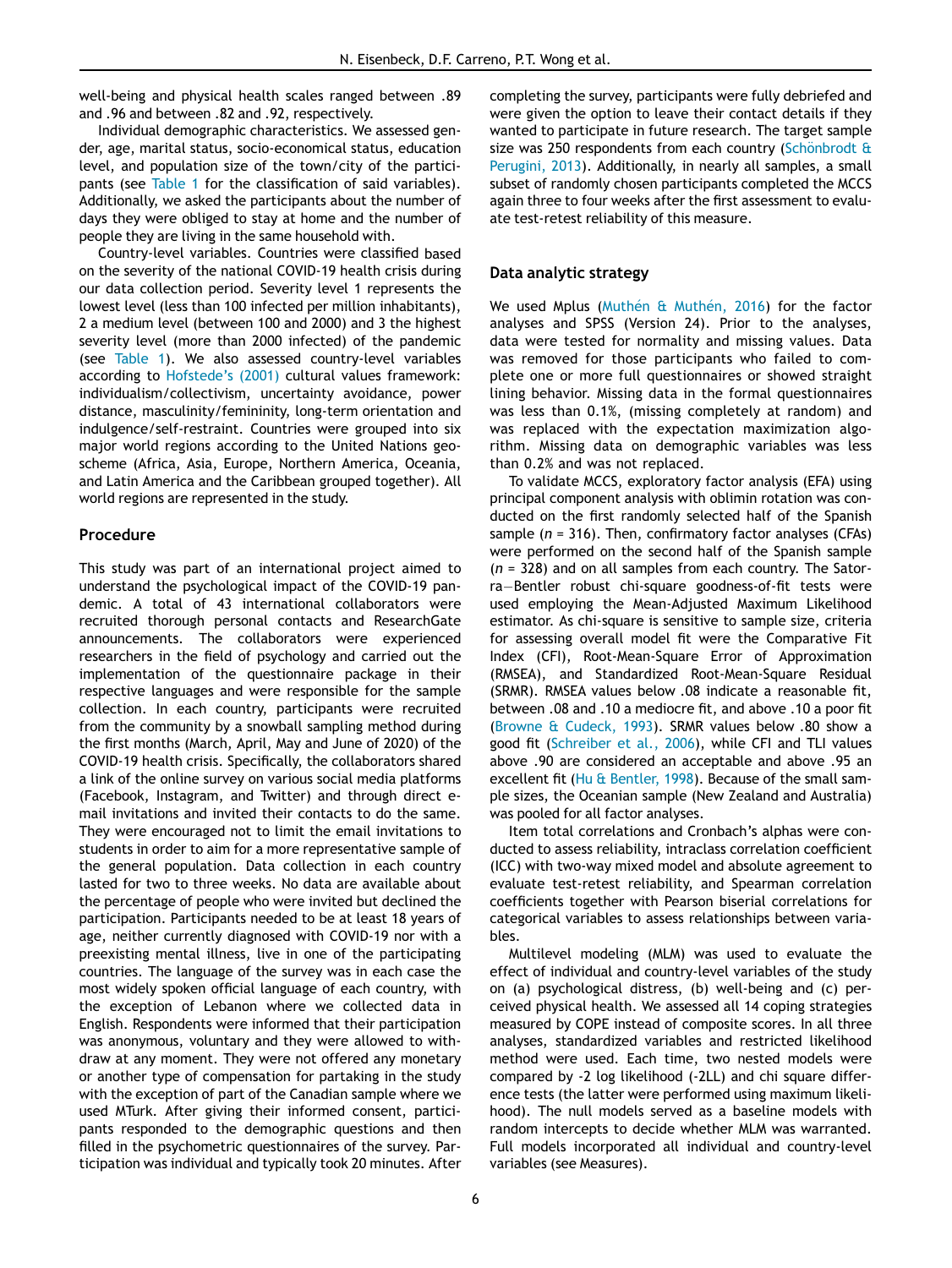well-being and physical health scales ranged between .89 and .96 and between .82 and .92, respectively.

Individual demographic characteristics. We assessed gender, age, marital status, socio-economical status, education level, and population size of the town/city of the participants (see Table 1 for the classification of said variables). Additionally, we asked the participants about the number of days they were obliged to stay at home and the number of people they are living in the same household with.

Country-level variables. Countries were classified based on the severity of the national COVID-19 health crisis during our data collection period. Severity level 1 represents the lowest level (less than 100 infected per million inhabitants), 2 a medium level (between 100 and 2000) and 3 the highest severity level (more than 2000 infected) of the pandemic (see Table 1). We also assessed country-level variables according to Hofstede's (2001) cultural values framework: individualism/collectivism, uncertainty avoidance, power distance, masculinity/femininity, long-term orientation and indulgence/self-restraint. Countries were grouped into six major world regions according to the United Nations geoscheme (Africa, Asia, Europe, Northern America, Oceania, and Latin America and the Caribbean grouped together). All world regions are represented in the study.

## Procedure

This study was part of an international project aimed to understand the psychological impact of the COVID-19 pandemic. A total of 43 international collaborators were recruited thorough personal contacts and ResearchGate announcements. The collaborators were experienced researchers in the field of psychology and carried out the implementation of the questionnaire package in their respective languages and were responsible for the sample collection. In each country, participants were recruited from the community by a snowball sampling method during the first months (March, April, May and June of 2020) of the COVID-19 health crisis. Specifically, the collaborators shared a link of the online survey on various social media platforms (Facebook, Instagram, and Twitter) and through direct e-mail invitations and invited their contacts to do the same. They were encouraged not to limit the email invitations to students in order to aim for a more representative sample of the general population. Data collection in each country lasted for two to three weeks. No data are available about the percentage of people who were invited but declined the participation. Participants needed to be at least 18 years of age, neither currently diagnosed with COVID-19 nor with a preexisting mental illness, live in one of the participating countries. The language of the survey was in each case the most widely spoken official language of each country, with the exception of Lebanon where we collected data in English. Respondents were informed that their participation was anonymous, voluntary and they were allowed to withdraw at any moment. They were not offered any monetary or another type of compensation for partaking in the study with the exception of part of the Canadian sample where we used MTurk. After giving their informed consent, participants responded to the demographic questions and then filled in the psychometric questionnaires of the survey. Participation was individual and typically took 20 minutes. After completing the survey, participants were fully debriefed and were given the option to leave their contact details if they wanted to participate in future research. The target sample size was 250 respondents from each country (Schönbrodt & Perugini, 2013). Additionally, in nearly all samples, a small subset of randomly chosen participants completed the MCCS again three to four weeks after the first assessment to evaluate test-retest reliability of this measure.

## Data analytic strategy

We used Mplus (Muthén & Muthén, 2016) for the factor analyses and SPSS (Version 24). Prior to the analyses, data were tested for normality and missing values. Data was removed for those participants who failed to complete one or more full questionnaires or showed straight lining behavior. Missing data in the formal questionnaires was less than 0.1%, (missing completely at random) and was replaced with the expectation maximization algorithm. Missing data on demographic variables was less than 0.2% and was not replaced.

To validate MCCS, exploratory factor analysis (EFA) using principal component analysis with oblimin rotation was conducted on the first randomly selected half of the Spanish sample (*n* = 316). Then, confirmatory factor analyses (CFAs) were performed on the second half of the Spanish sample (*n* = 328) and on all samples from each country. The Satorra—Bentler robust chi-square goodness-of-fit tests were used employing the Mean-Adjusted Maximum Likelihood estimator. As chi-square is sensitive to sample size, criteria for assessing overall model fit were the Comparative Fit Index (CFI), Root-Mean-Square Error of Approximation (RMSEA), and Standardized Root-Mean-Square Residual (SRMR). RMSEA values below .08 indicate a reasonable fit, between .08 and .10 a mediocre fit, and above .10 a poor fit (Browne & Cudeck, 1993). SRMR values below .80 show a good fit (Schreiber et al., 2006), while CFI and TLI values above .90 are considered an acceptable and above .95 an excellent fit (Hu & Bentler, 1998). Because of the small sample sizes, the Oceanian sample (New Zealand and Australia) was pooled for all factor analyses.

Item total correlations and Cronbach's alphas were conducted to assess reliability, intraclass correlation coefficient (ICC) with two-way mixed model and absolute agreement to evaluate test-retest reliability, and Spearman correlation coefficients together with Pearson biserial correlations for categorical variables to assess relationships between variables.

Multilevel modeling (MLM) was used to evaluate the effect of individual and country-level variables of the study on (a) psychological distress, (b) well-being and (c) perceived physical health. We assessed all 14 coping strategies measured by COPE instead of composite scores. In all three analyses, standardized variables and restricted likelihood method were used. Each time, two nested models were compared by -2 log likelihood (-2LL) and chi square difference tests (the latter were performed using maximum likelihood). The null models served as a baseline models with random intercepts to decide whether MLM was warranted. Full models incorporated all individual and country-level variables (see Measures).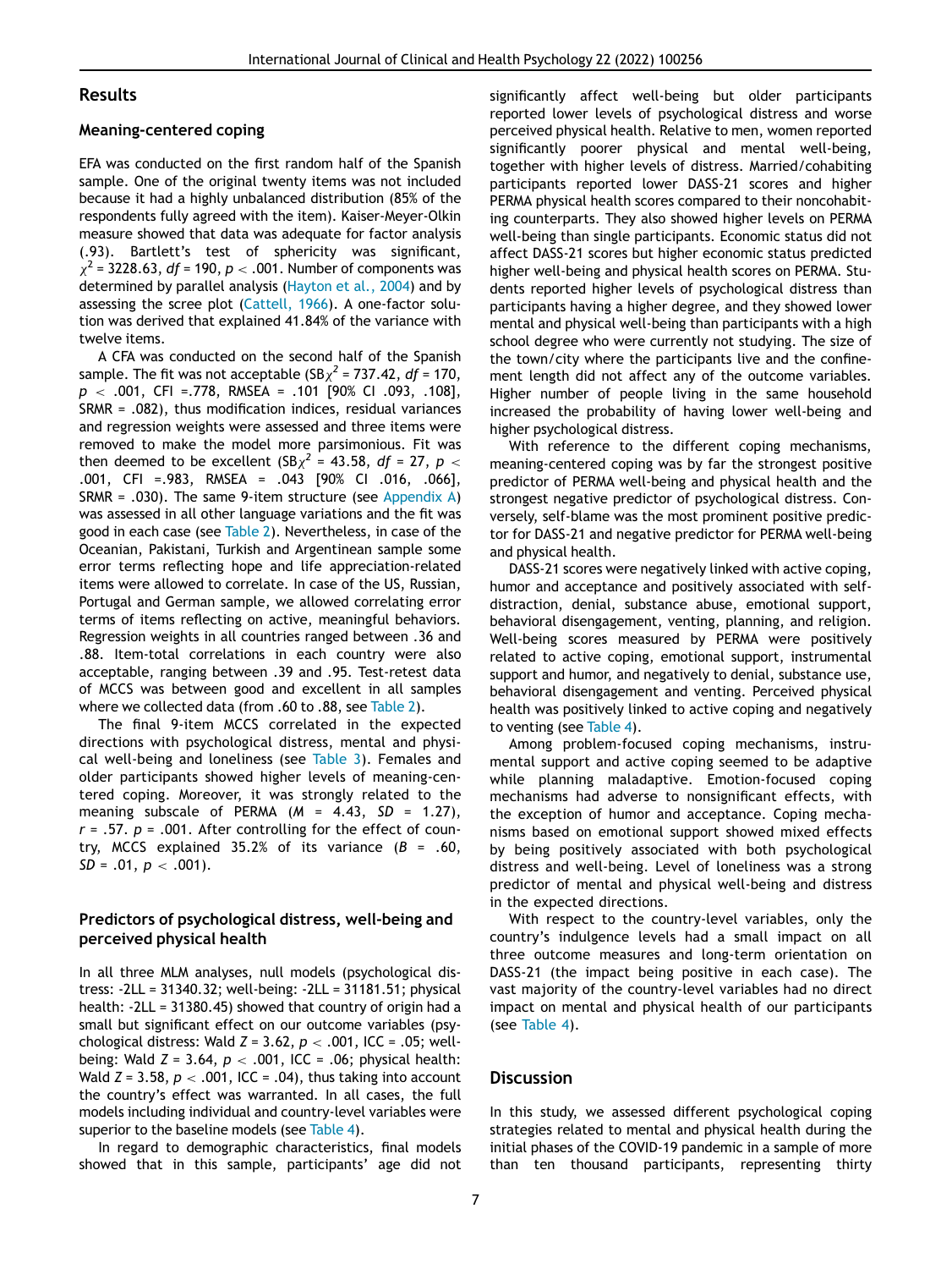## Results

### Meaning-centered coping

EFA was conducted on the first random half of the Spanish sample. One of the original twenty items was not included because it had a highly unbalanced distribution (85% of the respondents fully agreed with the item). Kaiser-Meyer-Olkin measure showed that data was adequate for factor analysis (.93). Bartlett's test of sphericity was significant, $\chi^2$ = 3228.63, *df* = 190, $p < .001$. Number of components was determined by parallel analysis (Hayton et al., 2004) and by assessing the scree plot (Cattell, 1966). A one-factor solution was derived that explained 41.84% of the variance with twelve items.

A CFA was conducted on the second half of the Spanish sample. The fit was not acceptable (SB$\chi^2$ = 737.42, *df* = 170, $p < .001$, CFI =.778, RMSEA = .101 [90% CI .093, .108], SRMR = .082), thus modification indices, residual variances and regression weights were assessed and three items were removed to make the model more parsimonious. Fit was then deemed to be excellent (SB$\chi^2$ = 43.58, *df* = 27, $p <$ .001, CFI =.983, RMSEA = .043 [90% CI .016, .066], SRMR = .030). The same 9-item structure (see Appendix A) was assessed in all other language variations and the fit was good in each case (see Table 2). Nevertheless, in case of the Oceanian, Pakistani, Turkish and Argentinean sample some error terms reflecting hope and life appreciation-related items were allowed to correlate. In case of the US, Russian, Portugal and German sample, we allowed correlating error terms of items reflecting on active, meaningful behaviors. Regression weights in all countries ranged between .36 and .88. Item-total correlations in each country were also acceptable, ranging between .39 and .95. Test-retest data of MCCS was between good and excellent in all samples where we collected data (from .60 to .88, see Table 2).

The final 9-item MCCS correlated in the expected directions with psychological distress, mental and physical well-being and loneliness (see Table 3). Females and older participants showed higher levels of meaning-centered coping. Moreover, it was strongly related to the meaning subscale of PERMA (*M* = 4.43, *SD* = 1.27), *r* = .57. *p* = .001. After controlling for the effect of country, MCCS explained 35.2% of its variance (*B* = .60, *SD* = .01, $p < .001$).

### Predictors of psychological distress, well-being and perceived physical health

In all three MLM analyses, null models (psychological distress: -2LL = 31340.32; well-being: -2LL = 31181.51; physical health: -2LL = 31380.45) showed that country of origin had a small but significant effect on our outcome variables (psychological distress: Wald *Z* = 3.62, $p < .001$, ICC = .05; well-being: Wald *Z* = 3.64, $p < .001$, ICC = .06; physical health: Wald *Z* = 3.58, $p < .001$, ICC = .04), thus taking into account the country's effect was warranted. In all cases, the full models including individual and country-level variables were superior to the baseline models (see Table 4).

In regard to demographic characteristics, final models showed that in this sample, participants' age did not significantly affect well-being but older participants reported lower levels of psychological distress and worse perceived physical health. Relative to men, women reported significantly poorer physical and mental well-being, together with higher levels of distress. Married/cohabiting participants reported lower DASS-21 scores and higher PERMA physical health scores compared to their noncohabiting counterparts. They also showed higher levels on PERMA well-being than single participants. Economic status did not affect DASS-21 scores but higher economic status predicted higher well-being and physical health scores on PERMA. Students reported higher levels of psychological distress than participants having a higher degree, and they showed lower mental and physical well-being than participants with a high school degree who were currently not studying. The size of the town/city where the participants live and the confinement length did not affect any of the outcome variables. Higher number of people living in the same household increased the probability of having lower well-being and higher psychological distress.

With reference to the different coping mechanisms, meaning-centered coping was by far the strongest positive predictor of PERMA well-being and physical health and the strongest negative predictor of psychological distress. Conversely, self-blame was the most prominent positive predictor for DASS-21 and negative predictor for PERMA well-being and physical health.

DASS-21 scores were negatively linked with active coping, humor and acceptance and positively associated with self-distraction, denial, substance abuse, emotional support, behavioral disengagement, venting, planning, and religion. Well-being scores measured by PERMA were positively related to active coping, emotional support, instrumental support and humor, and negatively to denial, substance use, behavioral disengagement and venting. Perceived physical health was positively linked to active coping and negatively to venting (see Table 4).

Among problem-focused coping mechanisms, instrumental support and active coping seemed to be adaptive while planning maladaptive. Emotion-focused coping mechanisms had adverse to nonsignificant effects, with the exception of humor and acceptance. Coping mechanisms based on emotional support showed mixed effects by being positively associated with both psychological distress and well-being. Level of loneliness was a strong predictor of mental and physical well-being and distress in the expected directions.

With respect to the country-level variables, only the country's indulgence levels had a small impact on all three outcome measures and long-term orientation on DASS-21 (the impact being positive in each case). The vast majority of the country-level variables had no direct impact on mental and physical health of our participants (see Table 4).

## Discussion

In this study, we assessed different psychological coping strategies related to mental and physical health during the initial phases of the COVID-19 pandemic in a sample of more than ten thousand participants, representing thirty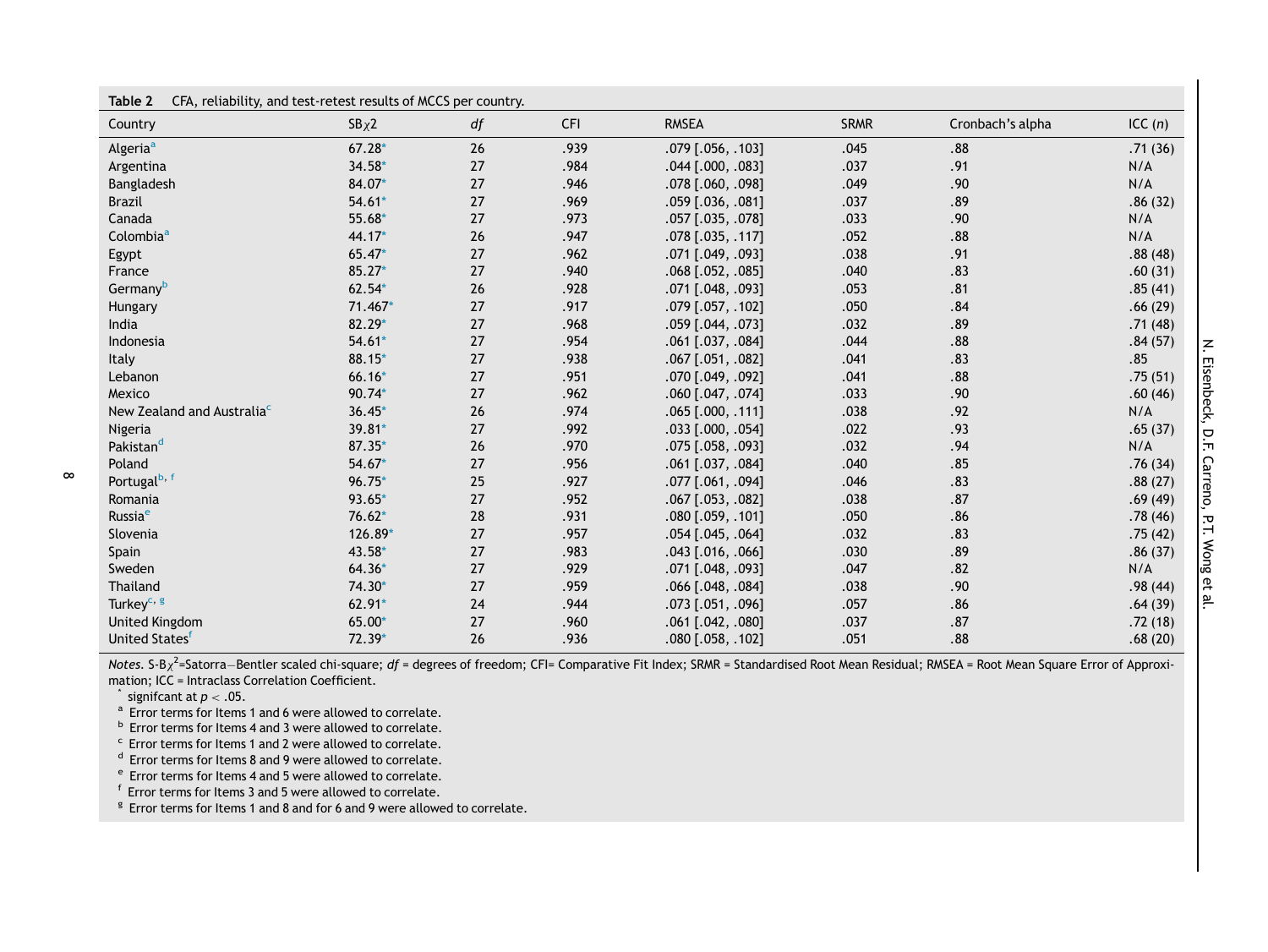**Table 2** CFA, reliability, and test-retest results of MCCS per country.

| Country | SB$\chi$2 | *df* | CFI | RMSEA | SRMR | Cronbach's alpha | ICC (*n*) |
|---|---|---|---|---|---|---|---|
| Algeria[a] | 67.28* | 26 | .939 | .079 [.056, .103] | .045 | .88 | .71 (36) |
| Argentina | 34.58* | 27 | .984 | .044 [.000, .083] | .037 | .91 | N/A |
| Bangladesh | 84.07* | 27 | .946 | .078 [.060, .098] | .049 | .90 | N/A |
| Brazil | 54.61* | 27 | .969 | .059 [.036, .081] | .037 | .89 | .86 (32) |
| Canada | 55.68* | 27 | .973 | .057 [.035, .078] | .033 | .90 | N/A |
| Colombia[a] | 44.17* | 26 | .947 | .078 [.035, .117] | .052 | .88 | N/A |
| Egypt | 65.47* | 27 | .962 | .071 [.049, .093] | .038 | .91 | .88 (48) |
| France | 85.27* | 27 | .940 | .068 [.052, .085] | .040 | .83 | .60 (31) |
| Germany[b] | 62.54* | 26 | .928 | .071 [.048, .093] | .053 | .81 | .85 (41) |
| Hungary | 71.467* | 27 | .917 | .079 [.057, .102] | .050 | .84 | .66 (29) |
| India | 82.29* | 27 | .968 | .059 [.044, .073] | .032 | .89 | .71 (48) |
| Indonesia | 54.61* | 27 | .954 | .061 [.037, .084] | .044 | .88 | .84 (57) |
| Italy | 88.15* | 27 | .938 | .067 [.051, .082] | .041 | .83 | .85 |
| Lebanon | 66.16* | 27 | .951 | .070 [.049, .092] | .041 | .88 | .75 (51) |
| Mexico | 90.74* | 27 | .962 | .060 [.047, .074] | .033 | .90 | .60 (46) |
| New Zealand and Australia[c] | 36.45* | 26 | .974 | .065 [.000, .111] | .038 | .92 | N/A |
| Nigeria | 39.81* | 27 | .992 | .033 [.000, .054] | .022 | .93 | .65 (37) |
| Pakistan[d] | 87.35* | 26 | .970 | .075 [.058, .093] | .032 | .94 | N/A |
| Poland | 54.67* | 27 | .956 | .061 [.037, .084] | .040 | .85 | .76 (34) |
| Portugal[b, f] | 96.75* | 25 | .927 | .077 [.061, .094] | .046 | .83 | .88 (27) |
| Romania | 93.65* | 27 | .952 | .067 [.053, .082] | .038 | .87 | .69 (49) |
| Russia[e] | 76.62* | 28 | .931 | .080 [.059, .101] | .050 | .86 | .78 (46) |
| Slovenia | 126.89* | 27 | .957 | .054 [.045, .064] | .032 | .83 | .75 (42) |
| Spain | 43.58* | 27 | .983 | .043 [.016, .066] | .030 | .89 | .86 (37) |
| Sweden | 64.36* | 27 | .929 | .071 [.048, .093] | .047 | .82 | N/A |
| Thailand | 74.30* | 27 | .959 | .066 [.048, .084] | .038 | .90 | .98 (44) |
| Turkey[c, g] | 62.91* | 24 | .944 | .073 [.051, .096] | .057 | .86 | .64 (39) |
| United Kingdom | 65.00* | 27 | .960 | .061 [.042, .080] | .037 | .87 | .72 (18) |
| United States[f] | 72.39* | 26 | .936 | .080 [.058, .102] | .051 | .88 | .68 (20) |

*Notes.* S-B$\chi^2$=Satorra—Bentler scaled chi-square; *df* = degrees of freedom; CFI= Comparative Fit Index; SRMR = Standardised Root Mean Residual; RMSEA = Root Mean Square Error of Approximation; ICC = Intraclass Correlation Coefficient.

\* signifcant at $p < .05$.

[a] Error terms for Items 1 and 6 were allowed to correlate.

[b] Error terms for Items 4 and 3 were allowed to correlate.

[c] Error terms for Items 1 and 2 were allowed to correlate.

[d] Error terms for Items 8 and 9 were allowed to correlate.

[e] Error terms for Items 4 and 5 were allowed to correlate.

[f] Error terms for Items 3 and 5 were allowed to correlate.

[g] Error terms for Items 1 and 8 and for 6 and 9 were allowed to correlate.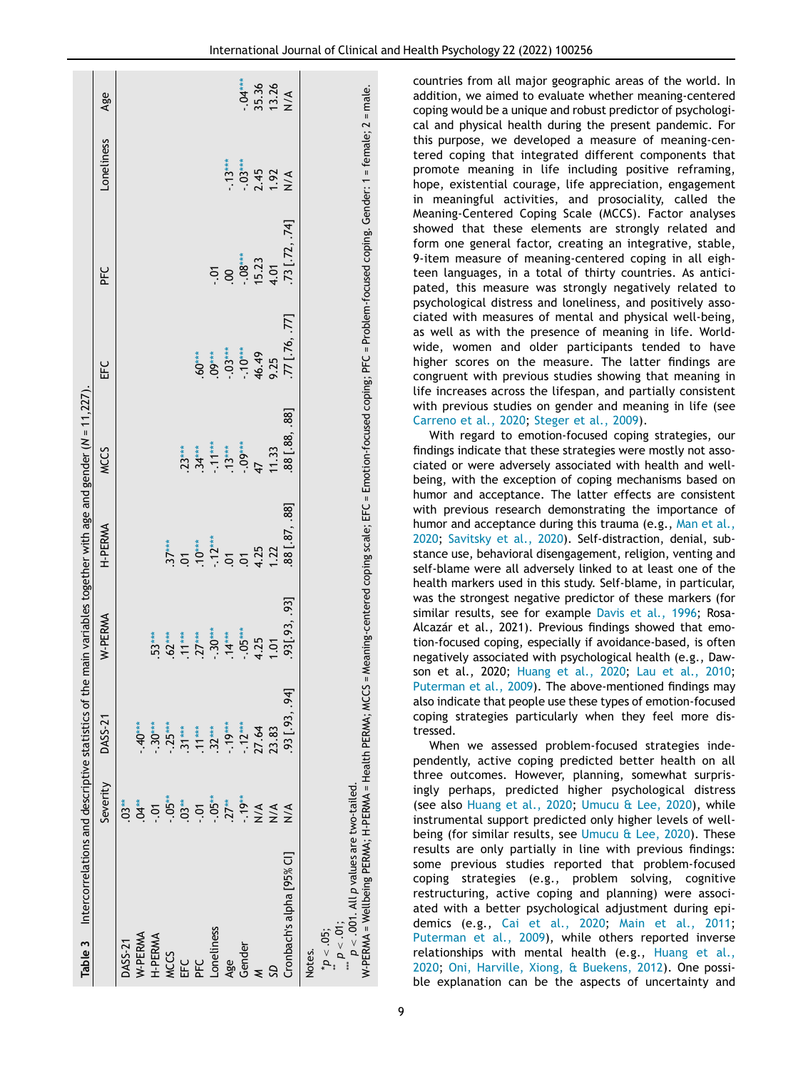**Table 3** Intercorrelations and descriptive statistics of the main variables together with age and gender (N = 11,227).

| | Severity | DASS-21 | W-PERMA | H-PERMA | MCCS | EFC | PFC | Loneliness | Age |
|---|---|---|---|---|---|---|---|---|---|
| DASS-21 | .03** | | | | | | | | |
| W-PERMA | .04** | -.40*** | | | | | | | |
| H-PERMA | -.01 | -.30*** | .53*** | | | | | | |
| MCCS | -.05** | -.25*** | .62*** | .37*** | | | | | |
| EFC | .03** | .31*** | .11*** | .01 | .23*** | | | | |
| PFC | -.01 | .11*** | .27*** | .10*** | .34*** | .60*** | | | |
| Loneliness | -.05** | .32*** | -.30*** | -.12*** | -.11*** | .09*** | -.01 | | |
| Age | .27** | -.19*** | .14*** | .01 | .13*** | -.03*** | .00 | -.13*** | |
| Gender | -.19** | -.12*** | -.05*** | .01 | -.09*** | -.10*** | -.08*** | -.03*** | -.04*** |
| M | N/A | 27.64 | 4.25 | 4.25 | 47 | 46.49 | 15.23 | 2.45 | 35.36 |
| SD | N/A | 23.83 | 1.01 | 1.22 | 11.33 | 9.25 | 4.01 | 1.92 | 13.26 |
| Cronbach's alpha [95% CI] | N/A | .93 [.93, .94] | .93[.93, .93] | .88 [.87, .88] | .88 [.88, .88] | .77 [.76, .77] | .73 [.72, .74] | N/A | N/A |

Notes.
\*p < .05;
\*\* p < .01;
\*\*\* p < .001. All p values are two-tailed.
W-PERMA = Wellbeing PERMA; H-PERMA = Health PERMA; MCCS = Meaning-centered coping scale; EFC = Emotion-focused coping; PFC = Problem-focused coping. Gender: 1 = female; 2 = male.

countries from all major geographic areas of the world. In addition, we aimed to evaluate whether meaning-centered coping would be a unique and robust predictor of psychological and physical health during the present pandemic. For this purpose, we developed a measure of meaning-centered coping that integrated different components that promote meaning in life including positive reframing, hope, existential courage, life appreciation, engagement in meaningful activities, and prosociality, called the Meaning-Centered Coping Scale (MCCS). Factor analyses showed that these elements are strongly related and form one general factor, creating an integrative, stable, 9-item measure of meaning-centered coping in all eighteen languages, in a total of thirty countries. As anticipated, this measure was strongly negatively related to psychological distress and loneliness, and positively associated with measures of mental and physical well-being, as well as with the presence of meaning in life. Worldwide, women and older participants tended to have higher scores on the measure. The latter findings are congruent with previous studies showing that meaning in life increases across the lifespan, and partially consistent with previous studies on gender and meaning in life (see Carreno et al., 2020; Steger et al., 2009).

With regard to emotion-focused coping strategies, our findings indicate that these strategies were mostly not associated or were adversely associated with health and well-being, with the exception of coping mechanisms based on humor and acceptance. The latter effects are consistent with previous research demonstrating the importance of humor and acceptance during this trauma (e.g., Man et al., 2020; Savitsky et al., 2020). Self-distraction, denial, substance use, behavioral disengagement, religion, venting and self-blame were all adversely linked to at least one of the health markers used in this study. Self-blame, in particular, was the strongest negative predictor of these markers (for similar results, see for example Davis et al., 1996; Rosa-Alcazár et al., 2021). Previous findings showed that emotion-focused coping, especially if avoidance-based, is often negatively associated with psychological health (e.g., Dawson et al., 2020; Huang et al., 2020; Lau et al., 2010; Puterman et al., 2009). The above-mentioned findings may also indicate that people use these types of emotion-focused coping strategies particularly when they feel more distressed.

When we assessed problem-focused strategies independently, active coping predicted better health on all three outcomes. However, planning, somewhat surprisingly perhaps, predicted higher psychological distress (see also Huang et al., 2020; Umucu & Lee, 2020), while instrumental support predicted only higher levels of well-being (for similar results, see Umucu & Lee, 2020). These results are only partially in line with previous findings: some previous studies reported that problem-focused coping strategies (e.g., problem solving, cognitive restructuring, active coping and planning) were associated with a better psychological adjustment during epidemics (e.g., Cai et al., 2020; Main et al., 2011; Puterman et al., 2009), while others reported inverse relationships with mental health (e.g., Huang et al., 2020; Oni, Harville, Xiong, & Buekens, 2012). One possible explanation can be the aspects of uncertainty and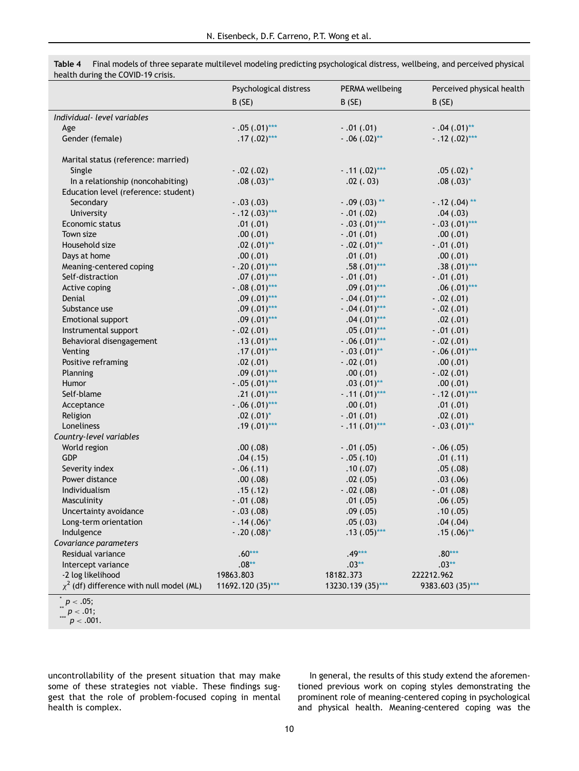**Table 4** Final models of three separate multilevel modeling predicting psychological distress, wellbeing, and perceived physical health during the COVID-19 crisis.

| | Psychological distress | PERMA wellbeing | Perceived physical health |
|---|---|---|---|
| | B (SE) | B (SE) | B (SE) |
| *Individual- level variables* | | | |
| Age | - .05 (.01)*** | - .01 (.01) | - .04 (.01)** |
| Gender (female) | .17 (.02)*** | - .06 (.02)** | - .12 (.02)*** |
| Marital status (reference: married) | | | |
| Single | - .02 (.02) | - .11 (.02)*** | .05 (.02) * |
| In a relationship (noncohabiting) | .08 (.03)** | .02 (. 03) | .08 (.03)* |
| Education level (reference: student) | | | |
| Secondary | - .03 (.03) | - .09 (.03) ** | - .12 (.04) ** |
| University | - .12 (.03)*** | - .01 (.02) | .04 (.03) |
| Economic status | .01 (.01) | - .03 (.01)*** | - .03 (.01)*** |
| Town size | .00 (.01) | - .01 (.01) | .00 (.01) |
| Household size | .02 (.01)** | - .02 (.01)** | - .01 (.01) |
| Days at home | .00 (.01) | .01 (.01) | .00 (.01) |
| Meaning-centered coping | - .20 (.01)*** | .58 (.01)*** | .38 (.01)*** |
| Self-distraction | .07 (.01)*** | - .01 (.01) | - .01 (.01) |
| Active coping | - .08 (.01)*** | .09 (.01)*** | .06 (.01)*** |
| Denial | .09 (.01)*** | - .04 (.01)*** | - .02 (.01) |
| Substance use | .09 (.01)*** | - .04 (.01)*** | - .02 (.01) |
| Emotional support | .09 (.01)*** | .04 (.01)*** | .02 (.01) |
| Instrumental support | - .02 (.01) | .05 (.01)*** | - .01 (.01) |
| Behavioral disengagement | .13 (.01)*** | - .06 (.01)*** | - .02 (.01) |
| Venting | .17 (.01)*** | - .03 (.01)** | - .06 (.01)*** |
| Positive reframing | .02 (.01) | - .02 (.01) | .00 (.01) |
| Planning | .09 (.01)*** | .00 (.01) | - .02 (.01) |
| Humor | - .05 (.01)*** | .03 (.01)** | .00 (.01) |
| Self-blame | .21 (.01)*** | - .11 (.01)*** | - .12 (.01)*** |
| Acceptance | - .06 (.01)*** | .00 (.01) | .01 (.01) |
| Religion | .02 (.01)* | - .01 (.01) | .02 (.01) |
| Loneliness | .19 (.01)*** | - .11 (.01)*** | - .03 (.01)** |
| *Country-level variables* | | | |
| World region | .00 (.08) | - .01 (.05) | - .06 (.05) |
| GDP | .04 (.15) | - .05 (.10) | .01 (.11) |
| Severity index | - .06 (.11) | .10 (.07) | .05 (.08) |
| Power distance | .00 (.08) | .02 (.05) | .03 (.06) |
| Individualism | .15 (.12) | - .02 (.08) | - .01 (.08) |
| Masculinity | - .01 (.08) | .01 (.05) | .06 (.05) |
| Uncertainty avoidance | - .03 (.08) | .09 (.05) | .10 (.05) |
| Long-term orientation | - .14 (.06)* | .05 (.03) | .04 (.04) |
| Indulgence | - .20 (.08)* | .13 (.05)*** | .15 (.06)** |
| *Covariance parameters* | | | |
| Residual variance | .60*** | .49*** | .80*** |
| Intercept variance | .08** | .03** | .03** |
| -2 log likelihood | 19863.803 | 18182.373 | 222212.962 |
| $\chi^2$ (df) difference with null model (ML) | 11692.120 (35)*** | 13230.139 (35)*** | 9383.603 (35)*** |

\* $p < .05$;
\** $p < .01$;
\*** $p < .001$.

uncontrollability of the present situation that may make some of these strategies not viable. These findings suggest that the role of problem-focused coping in mental health is complex.

In general, the results of this study extend the aforementioned previous work on coping styles demonstrating the prominent role of meaning-centered coping in psychological and physical health. Meaning-centered coping was the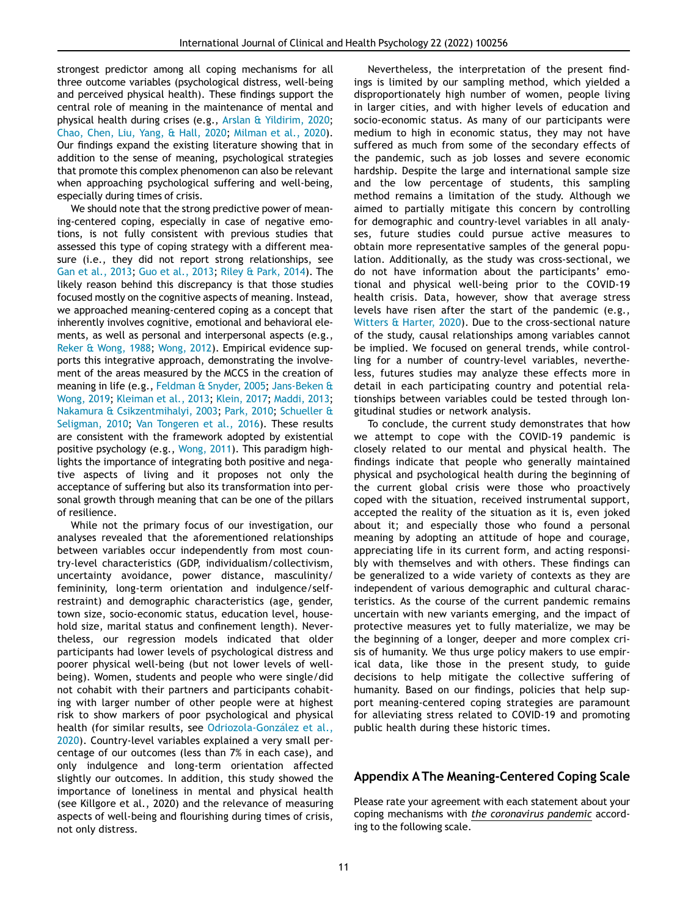strongest predictor among all coping mechanisms for all three outcome variables (psychological distress, well-being and perceived physical health). These findings support the central role of meaning in the maintenance of mental and physical health during crises (e.g., Arslan & Yildirim, 2020; Chao, Chen, Liu, Yang, & Hall, 2020; Milman et al., 2020). Our findings expand the existing literature showing that in addition to the sense of meaning, psychological strategies that promote this complex phenomenon can also be relevant when approaching psychological suffering and well-being, especially during times of crisis.

We should note that the strong predictive power of meaning-centered coping, especially in case of negative emotions, is not fully consistent with previous studies that assessed this type of coping strategy with a different measure (i.e., they did not report strong relationships, see Gan et al., 2013; Guo et al., 2013; Riley & Park, 2014). The likely reason behind this discrepancy is that those studies focused mostly on the cognitive aspects of meaning. Instead, we approached meaning-centered coping as a concept that inherently involves cognitive, emotional and behavioral elements, as well as personal and interpersonal aspects (e.g., Reker & Wong, 1988; Wong, 2012). Empirical evidence supports this integrative approach, demonstrating the involvement of the areas measured by the MCCS in the creation of meaning in life (e.g., Feldman & Snyder, 2005; Jans-Beken & Wong, 2019; Kleiman et al., 2013; Klein, 2017; Maddi, 2013; Nakamura & Csikzentmihalyi, 2003; Park, 2010; Schueller & Seligman, 2010; Van Tongeren et al., 2016). These results are consistent with the framework adopted by existential positive psychology (e.g., Wong, 2011). This paradigm highlights the importance of integrating both positive and negative aspects of living and it proposes not only the acceptance of suffering but also its transformation into personal growth through meaning that can be one of the pillars of resilience.

While not the primary focus of our investigation, our analyses revealed that the aforementioned relationships between variables occur independently from most country-level characteristics (GDP, individualism/collectivism, uncertainty avoidance, power distance, masculinity/femininity, long-term orientation and indulgence/self-restraint) and demographic characteristics (age, gender, town size, socio-economic status, education level, household size, marital status and confinement length). Nevertheless, our regression models indicated that older participants had lower levels of psychological distress and poorer physical well-being (but not lower levels of well-being). Women, students and people who were single/did not cohabit with their partners and participants cohabiting with larger number of other people were at highest risk to show markers of poor psychological and physical health (for similar results, see Odriozola-González et al., 2020). Country-level variables explained a very small percentage of our outcomes (less than 7% in each case), and only indulgence and long-term orientation affected slightly our outcomes. In addition, this study showed the importance of loneliness in mental and physical health (see Killgore et al., 2020) and the relevance of measuring aspects of well-being and flourishing during times of crisis, not only distress.

Nevertheless, the interpretation of the present findings is limited by our sampling method, which yielded a disproportionately high number of women, people living in larger cities, and with higher levels of education and socio-economic status. As many of our participants were medium to high in economic status, they may not have suffered as much from some of the secondary effects of the pandemic, such as job losses and severe economic hardship. Despite the large and international sample size and the low percentage of students, this sampling method remains a limitation of the study. Although we aimed to partially mitigate this concern by controlling for demographic and country-level variables in all analyses, future studies could pursue active measures to obtain more representative samples of the general population. Additionally, as the study was cross-sectional, we do not have information about the participants' emotional and physical well-being prior to the COVID-19 health crisis. Data, however, show that average stress levels have risen after the start of the pandemic (e.g., Witters & Harter, 2020). Due to the cross-sectional nature of the study, causal relationships among variables cannot be implied. We focused on general trends, while controlling for a number of country-level variables, nevertheless, futures studies may analyze these effects more in detail in each participating country and potential relationships between variables could be tested through longitudinal studies or network analysis.

To conclude, the current study demonstrates that how we attempt to cope with the COVID-19 pandemic is closely related to our mental and physical health. The findings indicate that people who generally maintained physical and psychological health during the beginning of the current global crisis were those who proactively coped with the situation, received instrumental support, accepted the reality of the situation as it is, even joked about it; and especially those who found a personal meaning by adopting an attitude of hope and courage, appreciating life in its current form, and acting responsibly with themselves and with others. These findings can be generalized to a wide variety of contexts as they are independent of various demographic and cultural characteristics. As the course of the current pandemic remains uncertain with new variants emerging, and the impact of protective measures yet to fully materialize, we may be the beginning of a longer, deeper and more complex crisis of humanity. We thus urge policy makers to use empirical data, like those in the present study, to guide decisions to help mitigate the collective suffering of humanity. Based on our findings, policies that help support meaning-centered coping strategies are paramount for alleviating stress related to COVID-19 and promoting public health during these historic times.

## Appendix A The Meaning-Centered Coping Scale

Please rate your agreement with each statement about your coping mechanisms with *the coronavirus pandemic* according to the following scale.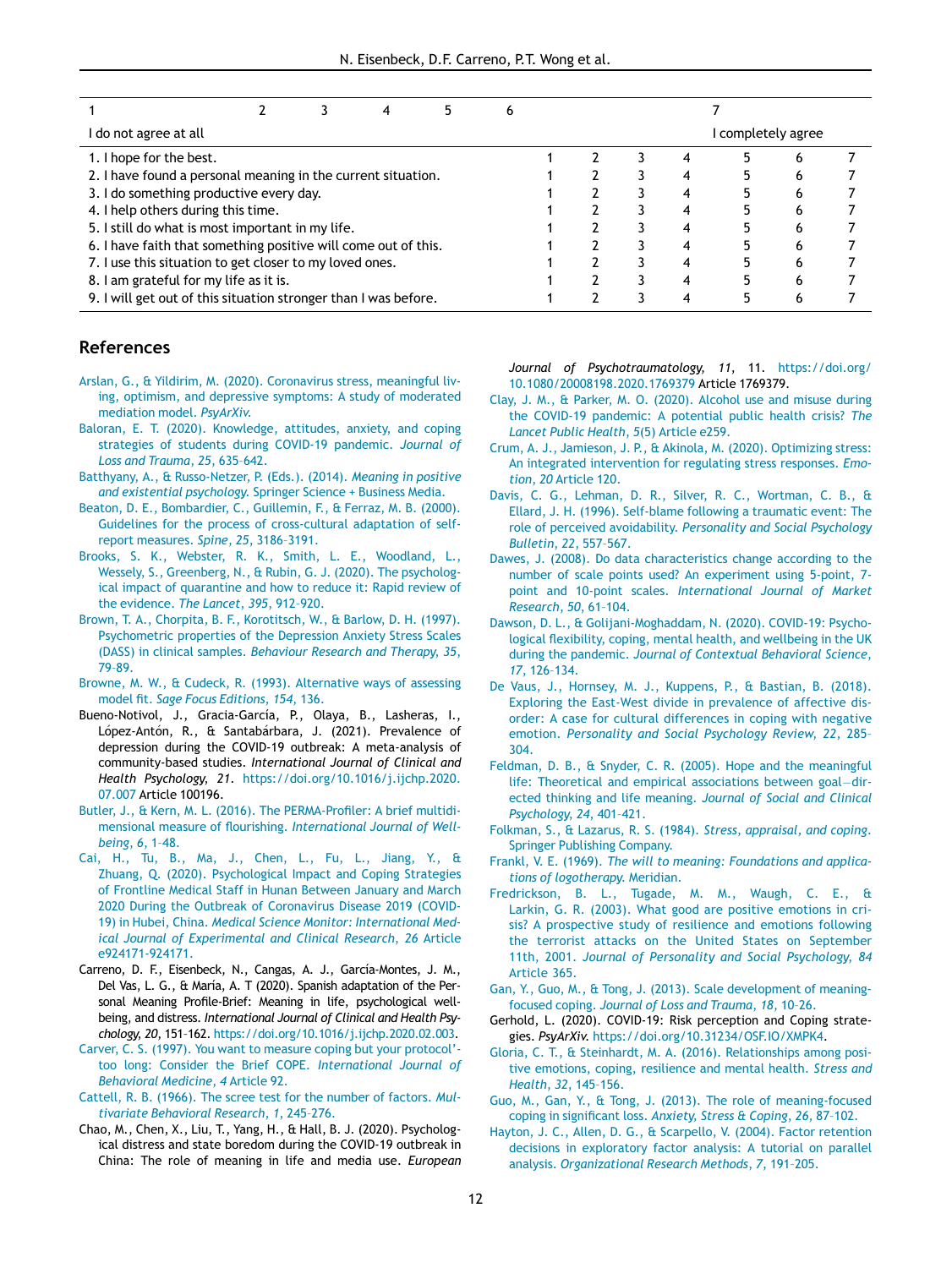| 1 | 2 | 3 | 4 | 5 | 6 | 7 |
|---|---|---|---|---|---|---|
| I do not agree at all | | | | | | I completely agree |

| | | | | | | | |
|---|---|---|---|---|---|---|---|
| 1. I hope for the best. | 1 | 2 | 3 | 4 | 5 | 6 | 7 |
| 2. I have found a personal meaning in the current situation. | 1 | 2 | 3 | 4 | 5 | 6 | 7 |
| 3. I do something productive every day. | 1 | 2 | 3 | 4 | 5 | 6 | 7 |
| 4. I help others during this time. | 1 | 2 | 3 | 4 | 5 | 6 | 7 |
| 5. I still do what is most important in my life. | 1 | 2 | 3 | 4 | 5 | 6 | 7 |
| 6. I have faith that something positive will come out of this. | 1 | 2 | 3 | 4 | 5 | 6 | 7 |
| 7. I use this situation to get closer to my loved ones. | 1 | 2 | 3 | 4 | 5 | 6 | 7 |
| 8. I am grateful for my life as it is. | 1 | 2 | 3 | 4 | 5 | 6 | 7 |
| 9. I will get out of this situation stronger than I was before. | 1 | 2 | 3 | 4 | 5 | 6 | 7 |

## References

Arslan, G., & Yildirim, M. (2020). Coronavirus stress, meaningful living, optimism, and depressive symptoms: A study of moderated mediation model. *PsyArXiv.*

Baloran, E. T. (2020). Knowledge, attitudes, anxiety, and coping strategies of students during COVID-19 pandemic. *Journal of Loss and Trauma*, *25*, 635–642.

Batthyany, A., & Russo-Netzer, P. (Eds.). (2014). *Meaning in positive and existential psychology.* Springer Science + Business Media.

Beaton, D. E., Bombardier, C., Guillemin, F., & Ferraz, M. B. (2000). Guidelines for the process of cross-cultural adaptation of self-report measures. *Spine*, *25*, 3186–3191.

Brooks, S. K., Webster, R. K., Smith, L. E., Woodland, L., Wessely, S., Greenberg, N., & Rubin, G. J. (2020). The psychological impact of quarantine and how to reduce it: Rapid review of the evidence. *The Lancet*, *395*, 912–920.

Brown, T. A., Chorpita, B. F., Korotitsch, W., & Barlow, D. H. (1997). Psychometric properties of the Depression Anxiety Stress Scales (DASS) in clinical samples. *Behaviour Research and Therapy, 35*, 79–89.

Browne, M. W., & Cudeck, R. (1993). Alternative ways of assessing model fit. *Sage Focus Editions, 154*, 136.

Bueno-Notivol, J., Gracia-García, P., Olaya, B., Lasheras, I., López-Antón, R., & Santabárbara, J. (2021). Prevalence of depression during the COVID-19 outbreak: A meta-analysis of community-based studies. *International Journal of Clinical and Health Psychology, 21*. https://doi.org/10.1016/j.ijchp.2020.07.007 Article 100196.

Butler, J., & Kern, M. L. (2016). The PERMA-Profiler: A brief multidimensional measure of flourishing. *International Journal of Wellbeing*, *6*, 1–48.

Cai, H., Tu, B., Ma, J., Chen, L., Fu, L., Jiang, Y., & Zhuang, Q. (2020). Psychological Impact and Coping Strategies of Frontline Medical Staff in Hunan Between January and March 2020 During the Outbreak of Coronavirus Disease 2019 (COVID-19) in Hubei, China. *Medical Science Monitor: International Medical Journal of Experimental and Clinical Research, 26* Article e924171-924171.

Carreno, D. F., Eisenbeck, N., Cangas, A. J., García-Montes, J. M., Del Vas, L. G., & María, A. T (2020). Spanish adaptation of the Personal Meaning Profile-Brief: Meaning in life, psychological well-being, and distress. *International Journal of Clinical and Health Psychology, 20*, 151–162. https://doi.org/10.1016/j.ijchp.2020.02.003.

Carver, C. S. (1997). You want to measure coping but your protocol'-too long: Consider the Brief COPE. *International Journal of Behavioral Medicine*, *4* Article 92.

Cattell, R. B. (1966). The scree test for the number of factors. *Multivariate Behavioral Research, 1*, 245–276.

Chao, M., Chen, X., Liu, T., Yang, H., & Hall, B. J. (2020). Psychological distress and state boredom during the COVID-19 outbreak in China: The role of meaning in life and media use. *European Journal of Psychotraumatology, 11*, 11. https://doi.org/10.1080/20008198.2020.1769379 Article 1769379.

Clay, J. M., & Parker, M. O. (2020). Alcohol use and misuse during the COVID-19 pandemic: A potential public health crisis? *The Lancet Public Health*, *5*(5) Article e259.

Crum, A. J., Jamieson, J. P., & Akinola, M. (2020). Optimizing stress: An integrated intervention for regulating stress responses. *Emotion, 20* Article 120.

Davis, C. G., Lehman, D. R., Silver, R. C., Wortman, C. B., & Ellard, J. H. (1996). Self-blame following a traumatic event: The role of perceived avoidability. *Personality and Social Psychology Bulletin*, *22*, 557–567.

Dawes, J. (2008). Do data characteristics change according to the number of scale points used? An experiment using 5-point, 7-point and 10-point scales. *International Journal of Market Research*, *50*, 61–104.

Dawson, D. L., & Golijani-Moghaddam, N. (2020). COVID-19: Psychological flexibility, coping, mental health, and wellbeing in the UK during the pandemic. *Journal of Contextual Behavioral Science*, *17*, 126–134.

De Vaus, J., Hornsey, M. J., Kuppens, P., & Bastian, B. (2018). Exploring the East-West divide in prevalence of affective disorder: A case for cultural differences in coping with negative emotion. *Personality and Social Psychology Review, 22*, 285–304.

Feldman, D. B., & Snyder, C. R. (2005). Hope and the meaningful life: Theoretical and empirical associations between goal—directed thinking and life meaning. *Journal of Social and Clinical Psychology, 24*, 401–421.

Folkman, S., & Lazarus, R. S. (1984). *Stress, appraisal, and coping*. Springer Publishing Company.

Frankl, V. E. (1969). *The will to meaning: Foundations and applications of logotherapy.* Meridian.

Fredrickson, B. L., Tugade, M. M., Waugh, C. E., & Larkin, G. R. (2003). What good are positive emotions in crisis? A prospective study of resilience and emotions following the terrorist attacks on the United States on September 11th, 2001. *Journal of Personality and Social Psychology, 84* Article 365.

Gan, Y., Guo, M., & Tong, J. (2013). Scale development of meaning-focused coping. *Journal of Loss and Trauma, 18*, 10–26.

Gerhold, L. (2020). COVID-19: Risk perception and Coping strategies. *PsyArXiv.* https://doi.org/10.31234/OSF.IO/XMPK4.

Gloria, C. T., & Steinhardt, M. A. (2016). Relationships among positive emotions, coping, resilience and mental health. *Stress and Health, 32*, 145–156.

Guo, M., Gan, Y., & Tong, J. (2013). The role of meaning-focused coping in significant loss. *Anxiety, Stress & Coping, 26*, 87–102.

Hayton, J. C., Allen, D. G., & Scarpello, V. (2004). Factor retention decisions in exploratory factor analysis: A tutorial on parallel analysis. *Organizational Research Methods, 7*, 191–205.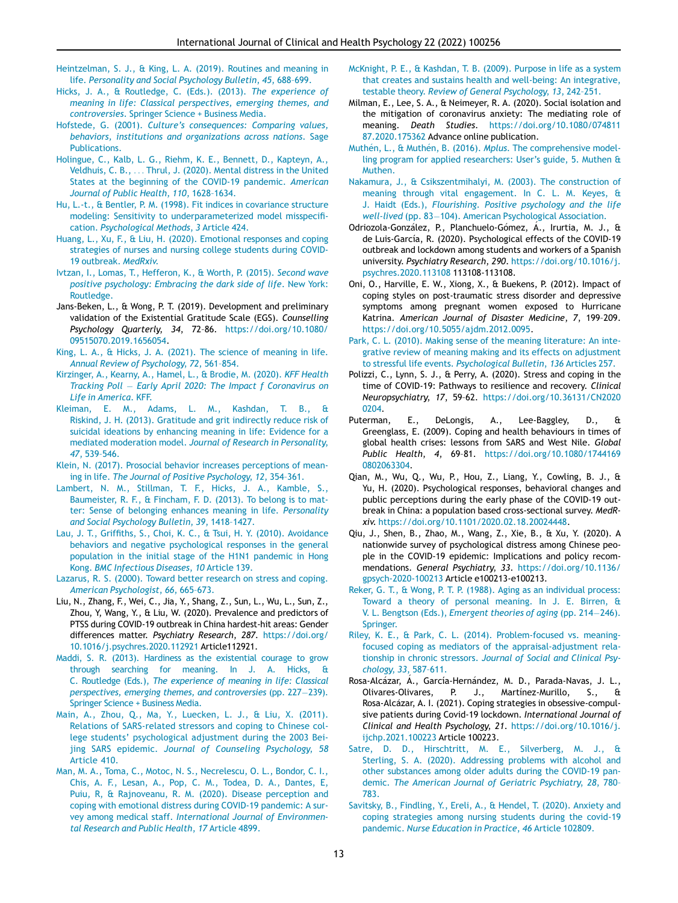Heintzelman, S. J., & King, L. A. (2019). Routines and meaning in life. *Personality and Social Psychology Bulletin*, *45*, 688–699.

Hicks, J. A., & Routledge, C. (Eds.). (2013). *The experience of meaning in life: Classical perspectives, emerging themes, and controversies*. Springer Science + Business Media.

Hofstede, G. (2001). *Culture's consequences: Comparing values, behaviors, institutions and organizations across nations*. Sage Publications.

Holingue, C., Kalb, L. G., Riehm, K. E., Bennett, D., Kapteyn, A., Veldhuis, C. B., ... Thrul, J. (2020). Mental distress in the United States at the beginning of the COVID-19 pandemic. *American Journal of Public Health*, *110*, 1628–1634.

Hu, L.-t., & Bentler, P. M. (1998). Fit indices in covariance structure modeling: Sensitivity to underparameterized model misspecification. *Psychological Methods*, *3* Article 424.

Huang, L., Xu, F., & Liu, H. (2020). Emotional responses and coping strategies of nurses and nursing college students during COVID-19 outbreak. *MedRxiv*.

Ivtzan, I., Lomas, T., Hefferon, K., & Worth, P. (2015). *Second wave positive psychology: Embracing the dark side of life*. New York: Routledge.

Jans-Beken, L., & Wong, P. T. (2019). Development and preliminary validation of the Existential Gratitude Scale (EGS). *Counselling Psychology Quarterly*, *34*, 72–86. https://doi.org/10.1080/09515070.2019.1656054.

King, L. A., & Hicks, J. A. (2021). The science of meaning in life. *Annual Review of Psychology*, *72*, 561–854.

Kirzinger, A., Kearny, A., Hamel, L., & Brodie, M. (2020). *KFF Health Tracking Poll — Early April 2020: The Impact f Coronavirus on Life in America*. KFF.

Kleiman, E. M., Adams, L. M., Kashdan, T. B., & Riskind, J. H. (2013). Gratitude and grit indirectly reduce risk of suicidal ideations by enhancing meaning in life: Evidence for a mediated moderation model. *Journal of Research in Personality*, *47*, 539–546.

Klein, N. (2017). Prosocial behavior increases perceptions of meaning in life. *The Journal of Positive Psychology*, *12*, 354–361.

Lambert, N. M., Stillman, T. F., Hicks, J. A., Kamble, S., Baumeister, R. F., & Fincham, F. D. (2013). To belong is to matter: Sense of belonging enhances meaning in life. *Personality and Social Psychology Bulletin*, *39*, 1418–1427.

Lau, J. T., Griffiths, S., Choi, K. C., & Tsui, H. Y. (2010). Avoidance behaviors and negative psychological responses in the general population in the initial stage of the H1N1 pandemic in Hong Kong. *BMC Infectious Diseases*, *10* Article 139.

Lazarus, R. S. (2000). Toward better research on stress and coping. *American Psychologist*, *66*, 665–673.

Liu, N., Zhang, F., Wei, C., Jia, Y., Shang, Z., Sun, L., Wu, L., Sun, Z., Zhou, Y, Wang, Y., & Liu, W. (2020). Prevalence and predictors of PTSS during COVID-19 outbreak in China hardest-hit areas: Gender differences matter. *Psychiatry Research*, *287*. https://doi.org/10.1016/j.psychres.2020.112921 Article112921.

Maddi, S. R. (2013). Hardiness as the existential courage to grow through searching for meaning. In J. A. Hicks, & C. Routledge (Eds.), *The experience of meaning in life: Classical perspectives, emerging themes, and controversies* (pp. 227—239). Springer Science + Business Media.

Main, A., Zhou, Q., Ma, Y., Luecken, L. J., & Liu, X. (2011). Relations of SARS-related stressors and coping to Chinese college students' psychological adjustment during the 2003 Beijing SARS epidemic. *Journal of Counseling Psychology*, *58* Article 410.

Man, M. A., Toma, C., Motoc, N. S., Necrelescu, O. L., Bondor, C. I., Chis, A. F., Lesan, A., Pop, C. M., Todea, D. A., Dantes, E, Puiu, R, & Rajnoveanu, R. M. (2020). Disease perception and coping with emotional distress during COVID-19 pandemic: A survey among medical staff. *International Journal of Environmental Research and Public Health*, *17* Article 4899.

McKnight, P. E., & Kashdan, T. B. (2009). Purpose in life as a system that creates and sustains health and well-being: An integrative, testable theory. *Review of General Psychology*, *13*, 242–251.

Milman, E., Lee, S. A., & Neimeyer, R. A. (2020). Social isolation and the mitigation of coronavirus anxiety: The mediating role of meaning. *Death Studies*. https://doi.org/10.1080/07481187.2020.175362 Advance online publication.

Muthén, L., & Muthén, B. (2016). *Mplus*. The comprehensive modelling program for applied researchers: User's guide, 5. Muthen & Muthen.

Nakamura, J., & Csikszentmihalyi, M. (2003). The construction of meaning through vital engagement. In C. L. M. Keyes, & J. Haidt (Eds.), *Flourishing. Positive psychology and the life well-lived* (pp. 83—104). American Psychological Association.

Odriozola-González, P., Planchuelo-Gómez, Á., Irurtia, M. J., & de Luis-García, R. (2020). Psychological effects of the COVID-19 outbreak and lockdown among students and workers of a Spanish university. *Psychiatry Research*, *290*. https://doi.org/10.1016/j.psychres.2020.113108 113108-113108.

Oni, O., Harville, E. W., Xiong, X., & Buekens, P. (2012). Impact of coping styles on post-traumatic stress disorder and depressive symptoms among pregnant women exposed to Hurricane Katrina. *American Journal of Disaster Medicine*, *7*, 199–209. https://doi.org/10.5055/ajdm.2012.0095.

Park, C. L. (2010). Making sense of the meaning literature: An integrative review of meaning making and its effects on adjustment to stressful life events. *Psychological Bulletin*, *136* Articles 257.

Polizzi, C., Lynn, S. J., & Perry, A. (2020). Stress and coping in the time of COVID-19: Pathways to resilience and recovery. *Clinical Neuropsychiatry*, *17*, 59–62. https://doi.org/10.36131/CN20200204.

Puterman, E., DeLongis, A., Lee-Baggley, D., & Greenglass, E. (2009). Coping and health behaviours in times of global health crises: lessons from SARS and West Nile. *Global Public Health*, *4*, 69–81. https://doi.org/10.1080/17441690802063304.

Qian, M., Wu, Q., Wu, P., Hou, Z., Liang, Y., Cowling, B. J., & Yu, H. (2020). Psychological responses, behavioral changes and public perceptions during the early phase of the COVID-19 outbreak in China: a population based cross-sectional survey. *MedRxiv*. https://doi.org/10.1101/2020.02.18.20024448.

Qiu, J., Shen, B., Zhao, M., Wang, Z., Xie, B., & Xu, Y. (2020). A nationwide survey of psychological distress among Chinese people in the COVID-19 epidemic: Implications and policy recommendations. *General Psychiatry*, *33*. https://doi.org/10.1136/gpsych-2020-100213 Article e100213-e100213.

Reker, G. T., & Wong, P. T. P. (1988). Aging as an individual process: Toward a theory of personal meaning. In J. E. Birren, & V. L. Bengtson (Eds.), *Emergent theories of aging* (pp. 214—246). Springer.

Riley, K. E., & Park, C. L. (2014). Problem-focused vs. meaning-focused coping as mediators of the appraisal-adjustment relationship in chronic stressors. *Journal of Social and Clinical Psychology*, *33*, 587–611.

Rosa-Alcázar, Á., García-Hernández, M. D., Parada-Navas, J. L., Olivares-Olivares, P. J., Martínez-Murillo, S., & Rosa-Alcázar, A. I. (2021). Coping strategies in obsessive-compulsive patients during Covid-19 lockdown. *International Journal of Clinical and Health Psychology*, *21*. https://doi.org/10.1016/j.ijchp.2021.100223 Article 100223.

Satre, D. D., Hirschtritt, M. E., Silverberg, M. J., & Sterling, S. A. (2020). Addressing problems with alcohol and other substances among older adults during the COVID-19 pandemic. *The American Journal of Geriatric Psychiatry*, *28*, 780–783.

Savitsky, B., Findling, Y., Ereli, A., & Hendel, T. (2020). Anxiety and coping strategies among nursing students during the covid-19 pandemic. *Nurse Education in Practice*, *46* Article 102809.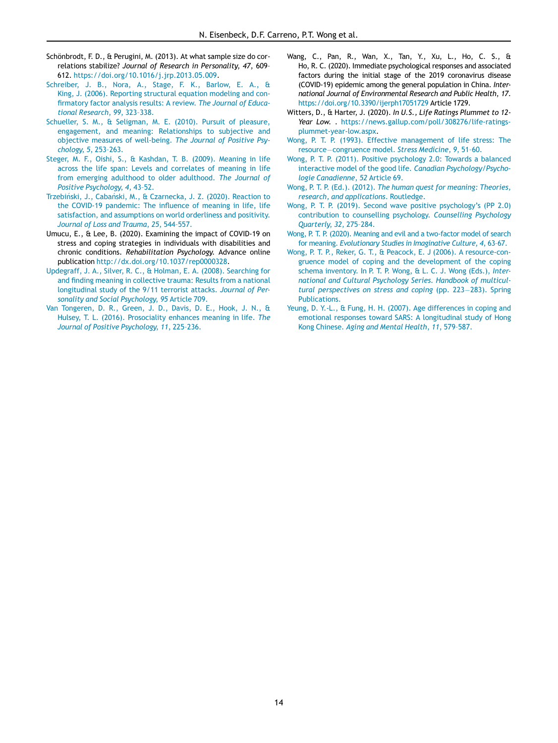Schönbrodt, F. D., & Perugini, M. (2013). At what sample size do correlations stabilize? *Journal of Research in Personality, 47*, 609–612. https://doi.org/10.1016/j.jrp.2013.05.009.

Schreiber, J. B., Nora, A., Stage, F. K., Barlow, E. A., & King, J. (2006). Reporting structural equation modeling and confirmatory factor analysis results: A review. *The Journal of Educational Research, 99*, 323–338.

Schueller, S. M., & Seligman, M. E. (2010). Pursuit of pleasure, engagement, and meaning: Relationships to subjective and objective measures of well-being. *The Journal of Positive Psychology, 5*, 253–263.

Steger, M. F., Oishi, S., & Kashdan, T. B. (2009). Meaning in life across the life span: Levels and correlates of meaning in life from emerging adulthood to older adulthood. *The Journal of Positive Psychology, 4*, 43–52.

Trzebiński, J., Cabański, M., & Czarnecka, J. Z. (2020). Reaction to the COVID-19 pandemic: The influence of meaning in life, life satisfaction, and assumptions on world orderliness and positivity. *Journal of Loss and Trauma, 25*, 544–557.

Umucu, E., & Lee, B. (2020). Examining the impact of COVID-19 on stress and coping strategies in individuals with disabilities and chronic conditions. *Rehabilitation Psychology.* Advance online publication http://dx.doi.org/10.1037/rep0000328.

Updegraff, J. A., Silver, R. C., & Holman, E. A. (2008). Searching for and finding meaning in collective trauma: Results from a national longitudinal study of the 9/11 terrorist attacks. *Journal of Personality and Social Psychology, 95* Article 709.

Van Tongeren, D. R., Green, J. D., Davis, D. E., Hook, J. N., & Hulsey, T. L. (2016). Prosociality enhances meaning in life. *The Journal of Positive Psychology, 11*, 225–236.

Wang, C., Pan, R., Wan, X., Tan, Y., Xu, L., Ho, C. S., & Ho, R. C. (2020). Immediate psychological responses and associated factors during the initial stage of the 2019 coronavirus disease (COVID-19) epidemic among the general population in China. *International Journal of Environmental Research and Public Health, 17*. https://doi.org/10.3390/ijerph17051729 Article 1729.

Witters, D., & Harter, J. (2020). *In U.S., Life Ratings Plummet to 12-Year Low.* . https://news.gallup.com/poll/308276/life-ratings-plummet-year-low.aspx.

Wong, P. T. P. (1993). Effective management of life stress: The resource—congruence model. *Stress Medicine, 9*, 51–60.

Wong, P. T. P. (2011). Positive psychology 2.0: Towards a balanced interactive model of the good life. *Canadian Psychology/Psychologie Canadienne, 52* Article 69.

Wong, P. T. P. (Ed.). (2012). *The human quest for meaning: Theories, research, and applications*. Routledge.

Wong, P. T. P. (2019). Second wave positive psychology's (PP 2.0) contribution to counselling psychology. *Counselling Psychology Quarterly, 32*, 275–284.

Wong, P. T. P. (2020). Meaning and evil and a two-factor model of search for meaning. *Evolutionary Studies in Imaginative Culture, 4*, 63–67.

Wong, P. T. P., Reker, G. T., & Peacock, E. J (2006). A resource-congruence model of coping and the development of the coping schema inventory. In P. T. P. Wong, & L. C. J. Wong (Eds.), *International and Cultural Psychology Series. Handbook of multicultural perspectives on stress and coping* (pp. 223—283). Spring Publications.

Yeung, D. Y.-L., & Fung, H. H. (2007). Age differences in coping and emotional responses toward SARS: A longitudinal study of Hong Kong Chinese. *Aging and Mental Health, 11*, 579–587.